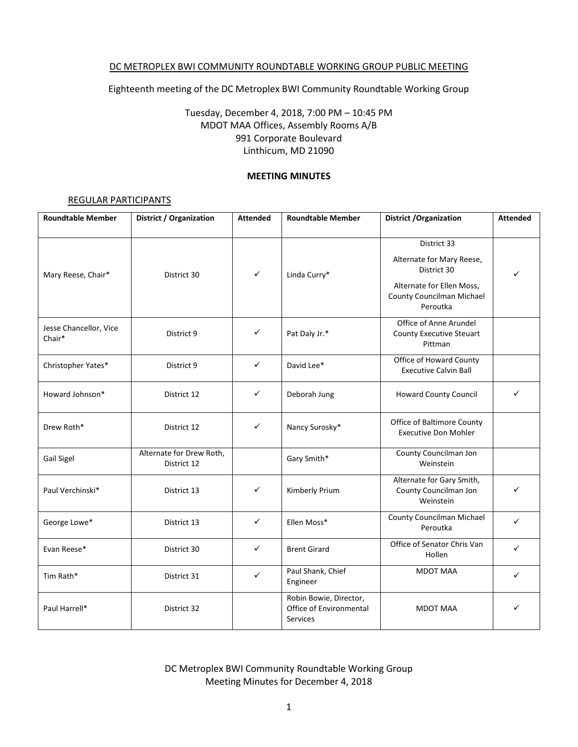DC METROPLEX BWI COMMUNITY ROUNDTABLE WORKING GROUP PUBLIC MEETING

Eighteenth meeting of the DC Metroplex BWI Community Roundtable Working Group

Tuesday, December 4, 2018, 7:00 PM – 10:45 PM
MDOT MAA Offices, Assembly Rooms A/B
991 Corporate Boulevard
Linthicum, MD 21090

**MEETING MINUTES**

REGULAR PARTICIPANTS

| Roundtable Member | District / Organization | Attended | Roundtable Member | District /Organization | Attended |
|---|---|---|---|---|---|
| Mary Reese, Chair* | District 30 | ✓ | Linda Curry* | District 33<br>Alternate for Mary Reese, District 30<br>Alternate for Ellen Moss, County Councilman Michael Peroutka | ✓ |
| Jesse Chancellor, Vice Chair* | District 9 | ✓ | Pat Daly Jr.* | Office of Anne Arundel County Executive Steuart Pittman | |
| Christopher Yates* | District 9 | ✓ | David Lee* | Office of Howard County Executive Calvin Ball | |
| Howard Johnson* | District 12 | ✓ | Deborah Jung | Howard County Council | ✓ |
| Drew Roth* | District 12 | ✓ | Nancy Surosky* | Office of Baltimore County Executive Don Mohler | |
| Gail Sigel | Alternate for Drew Roth, District 12 | | Gary Smith* | County Councilman Jon Weinstein | |
| Paul Verchinski* | District 13 | ✓ | Kimberly Prium | Alternate for Gary Smith, County Councilman Jon Weinstein | ✓ |
| George Lowe* | District 13 | ✓ | Ellen Moss* | County Councilman Michael Peroutka | ✓ |
| Evan Reese* | District 30 | ✓ | Brent Girard | Office of Senator Chris Van Hollen | ✓ |
| Tim Rath* | District 31 | ✓ | Paul Shank, Chief Engineer | MDOT MAA | ✓ |
| Paul Harrell* | District 32 | | Robin Bowie, Director, Office of Environmental Services | MDOT MAA | ✓ |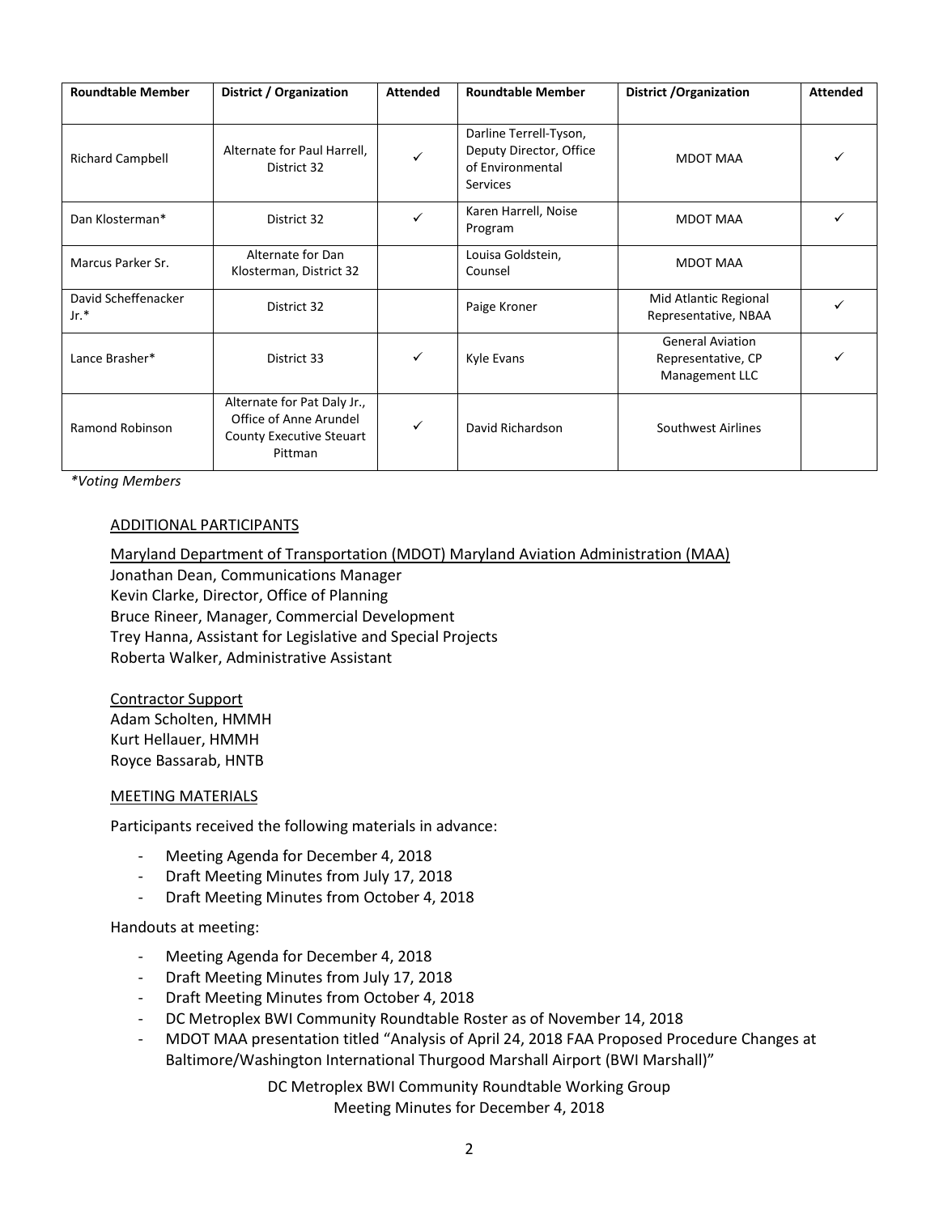| Roundtable Member | District / Organization | Attended | Roundtable Member | District /Organization | Attended |
|---|---|---|---|---|---|
| Richard Campbell | Alternate for Paul Harrell, District 32 | ✓ | Darline Terrell-Tyson, Deputy Director, Office of Environmental Services | MDOT MAA | ✓ |
| Dan Klosterman* | District 32 | ✓ | Karen Harrell, Noise Program | MDOT MAA | ✓ |
| Marcus Parker Sr. | Alternate for Dan Klosterman, District 32 | | Louisa Goldstein, Counsel | MDOT MAA | |
| David Scheffenacker Jr.* | District 32 | | Paige Kroner | Mid Atlantic Regional Representative, NBAA | ✓ |
| Lance Brasher* | District 33 | ✓ | Kyle Evans | General Aviation Representative, CP Management LLC | ✓ |
| Ramond Robinson | Alternate for Pat Daly Jr., Office of Anne Arundel County Executive Steuart Pittman | ✓ | David Richardson | Southwest Airlines | |

*\*Voting Members*

## ADDITIONAL PARTICIPANTS

Maryland Department of Transportation (MDOT) Maryland Aviation Administration (MAA)

Jonathan Dean, Communications Manager
Kevin Clarke, Director, Office of Planning
Bruce Rineer, Manager, Commercial Development
Trey Hanna, Assistant for Legislative and Special Projects
Roberta Walker, Administrative Assistant

Contractor Support

Adam Scholten, HMMH
Kurt Hellauer, HMMH
Royce Bassarab, HNTB

## MEETING MATERIALS

Participants received the following materials in advance:

- Meeting Agenda for December 4, 2018
- Draft Meeting Minutes from July 17, 2018
- Draft Meeting Minutes from October 4, 2018

Handouts at meeting:

- Meeting Agenda for December 4, 2018
- Draft Meeting Minutes from July 17, 2018
- Draft Meeting Minutes from October 4, 2018
- DC Metroplex BWI Community Roundtable Roster as of November 14, 2018
- MDOT MAA presentation titled "Analysis of April 24, 2018 FAA Proposed Procedure Changes at Baltimore/Washington International Thurgood Marshall Airport (BWI Marshall)"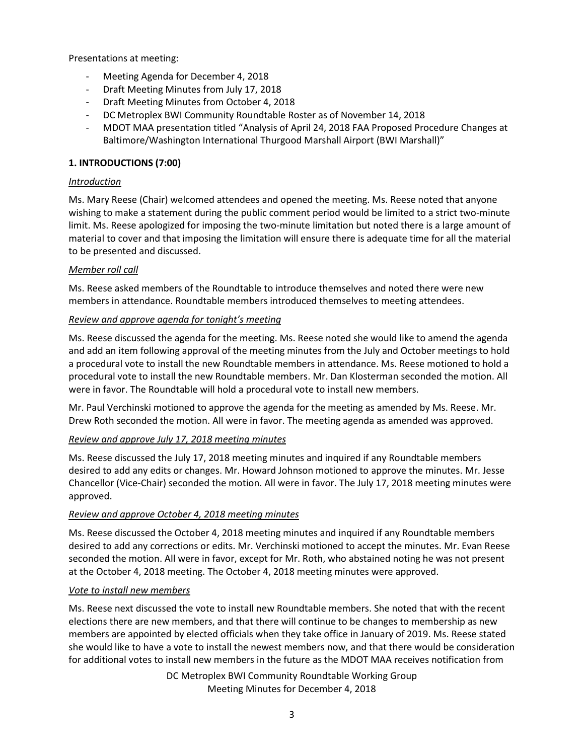Presentations at meeting:

- Meeting Agenda for December 4, 2018
- Draft Meeting Minutes from July 17, 2018
- Draft Meeting Minutes from October 4, 2018
- DC Metroplex BWI Community Roundtable Roster as of November 14, 2018
- MDOT MAA presentation titled "Analysis of April 24, 2018 FAA Proposed Procedure Changes at Baltimore/Washington International Thurgood Marshall Airport (BWI Marshall)"

## 1. INTRODUCTIONS (7:00)

*Introduction*

Ms. Mary Reese (Chair) welcomed attendees and opened the meeting. Ms. Reese noted that anyone wishing to make a statement during the public comment period would be limited to a strict two-minute limit. Ms. Reese apologized for imposing the two-minute limitation but noted there is a large amount of material to cover and that imposing the limitation will ensure there is adequate time for all the material to be presented and discussed.

*Member roll call*

Ms. Reese asked members of the Roundtable to introduce themselves and noted there were new members in attendance. Roundtable members introduced themselves to meeting attendees.

*Review and approve agenda for tonight's meeting*

Ms. Reese discussed the agenda for the meeting. Ms. Reese noted she would like to amend the agenda and add an item following approval of the meeting minutes from the July and October meetings to hold a procedural vote to install the new Roundtable members in attendance. Ms. Reese motioned to hold a procedural vote to install the new Roundtable members. Mr. Dan Klosterman seconded the motion. All were in favor. The Roundtable will hold a procedural vote to install new members.

Mr. Paul Verchinski motioned to approve the agenda for the meeting as amended by Ms. Reese. Mr. Drew Roth seconded the motion. All were in favor. The meeting agenda as amended was approved.

*Review and approve July 17, 2018 meeting minutes*

Ms. Reese discussed the July 17, 2018 meeting minutes and inquired if any Roundtable members desired to add any edits or changes. Mr. Howard Johnson motioned to approve the minutes. Mr. Jesse Chancellor (Vice-Chair) seconded the motion. All were in favor. The July 17, 2018 meeting minutes were approved.

*Review and approve October 4, 2018 meeting minutes*

Ms. Reese discussed the October 4, 2018 meeting minutes and inquired if any Roundtable members desired to add any corrections or edits. Mr. Verchinski motioned to accept the minutes. Mr. Evan Reese seconded the motion. All were in favor, except for Mr. Roth, who abstained noting he was not present at the October 4, 2018 meeting. The October 4, 2018 meeting minutes were approved.

*Vote to install new members*

Ms. Reese next discussed the vote to install new Roundtable members. She noted that with the recent elections there are new members, and that there will continue to be changes to membership as new members are appointed by elected officials when they take office in January of 2019. Ms. Reese stated she would like to have a vote to install the newest members now, and that there would be consideration for additional votes to install new members in the future as the MDOT MAA receives notification from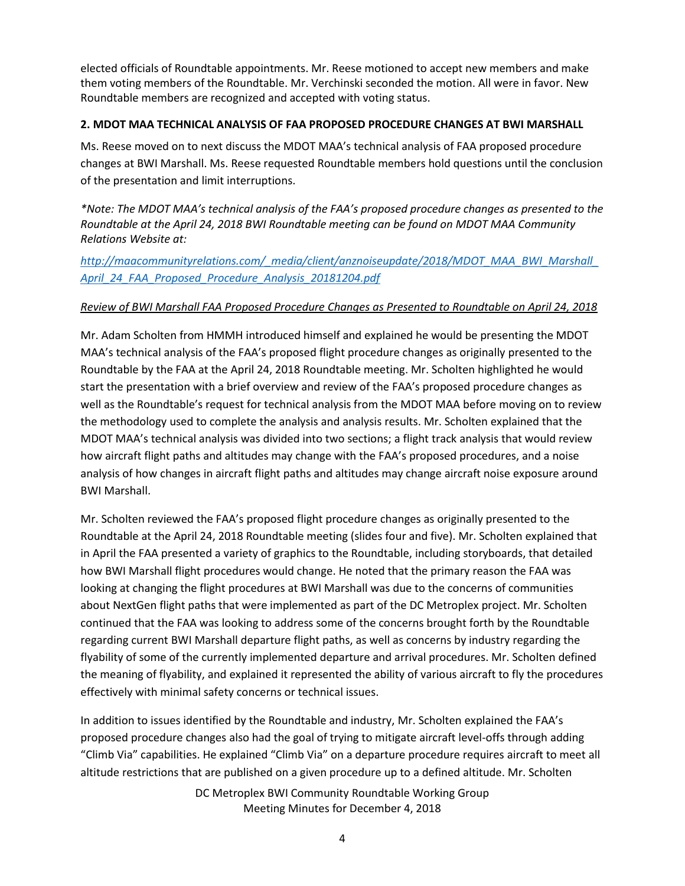elected officials of Roundtable appointments. Mr. Reese motioned to accept new members and make them voting members of the Roundtable. Mr. Verchinski seconded the motion. All were in favor. New Roundtable members are recognized and accepted with voting status.

**2. MDOT MAA TECHNICAL ANALYSIS OF FAA PROPOSED PROCEDURE CHANGES AT BWI MARSHALL**

Ms. Reese moved on to next discuss the MDOT MAA's technical analysis of FAA proposed procedure changes at BWI Marshall. Ms. Reese requested Roundtable members hold questions until the conclusion of the presentation and limit interruptions.

*\*Note: The MDOT MAA's technical analysis of the FAA's proposed procedure changes as presented to the Roundtable at the April 24, 2018 BWI Roundtable meeting can be found on MDOT MAA Community Relations Website at:*

*http://maacommunityrelations.com/_media/client/anznoiseupdate/2018/MDOT_MAA_BWI_Marshall_April_24_FAA_Proposed_Procedure_Analysis_20181204.pdf*

<u>Review of BWI Marshall FAA Proposed Procedure Changes as Presented to Roundtable on April 24, 2018</u>

Mr. Adam Scholten from HMMH introduced himself and explained he would be presenting the MDOT MAA's technical analysis of the FAA's proposed flight procedure changes as originally presented to the Roundtable by the FAA at the April 24, 2018 Roundtable meeting. Mr. Scholten highlighted he would start the presentation with a brief overview and review of the FAA's proposed procedure changes as well as the Roundtable's request for technical analysis from the MDOT MAA before moving on to review the methodology used to complete the analysis and analysis results. Mr. Scholten explained that the MDOT MAA's technical analysis was divided into two sections; a flight track analysis that would review how aircraft flight paths and altitudes may change with the FAA's proposed procedures, and a noise analysis of how changes in aircraft flight paths and altitudes may change aircraft noise exposure around BWI Marshall.

Mr. Scholten reviewed the FAA's proposed flight procedure changes as originally presented to the Roundtable at the April 24, 2018 Roundtable meeting (slides four and five). Mr. Scholten explained that in April the FAA presented a variety of graphics to the Roundtable, including storyboards, that detailed how BWI Marshall flight procedures would change. He noted that the primary reason the FAA was looking at changing the flight procedures at BWI Marshall was due to the concerns of communities about NextGen flight paths that were implemented as part of the DC Metroplex project. Mr. Scholten continued that the FAA was looking to address some of the concerns brought forth by the Roundtable regarding current BWI Marshall departure flight paths, as well as concerns by industry regarding the flyability of some of the currently implemented departure and arrival procedures. Mr. Scholten defined the meaning of flyability, and explained it represented the ability of various aircraft to fly the procedures effectively with minimal safety concerns or technical issues.

In addition to issues identified by the Roundtable and industry, Mr. Scholten explained the FAA's proposed procedure changes also had the goal of trying to mitigate aircraft level-offs through adding "Climb Via" capabilities. He explained "Climb Via" on a departure procedure requires aircraft to meet all altitude restrictions that are published on a given procedure up to a defined altitude. Mr. Scholten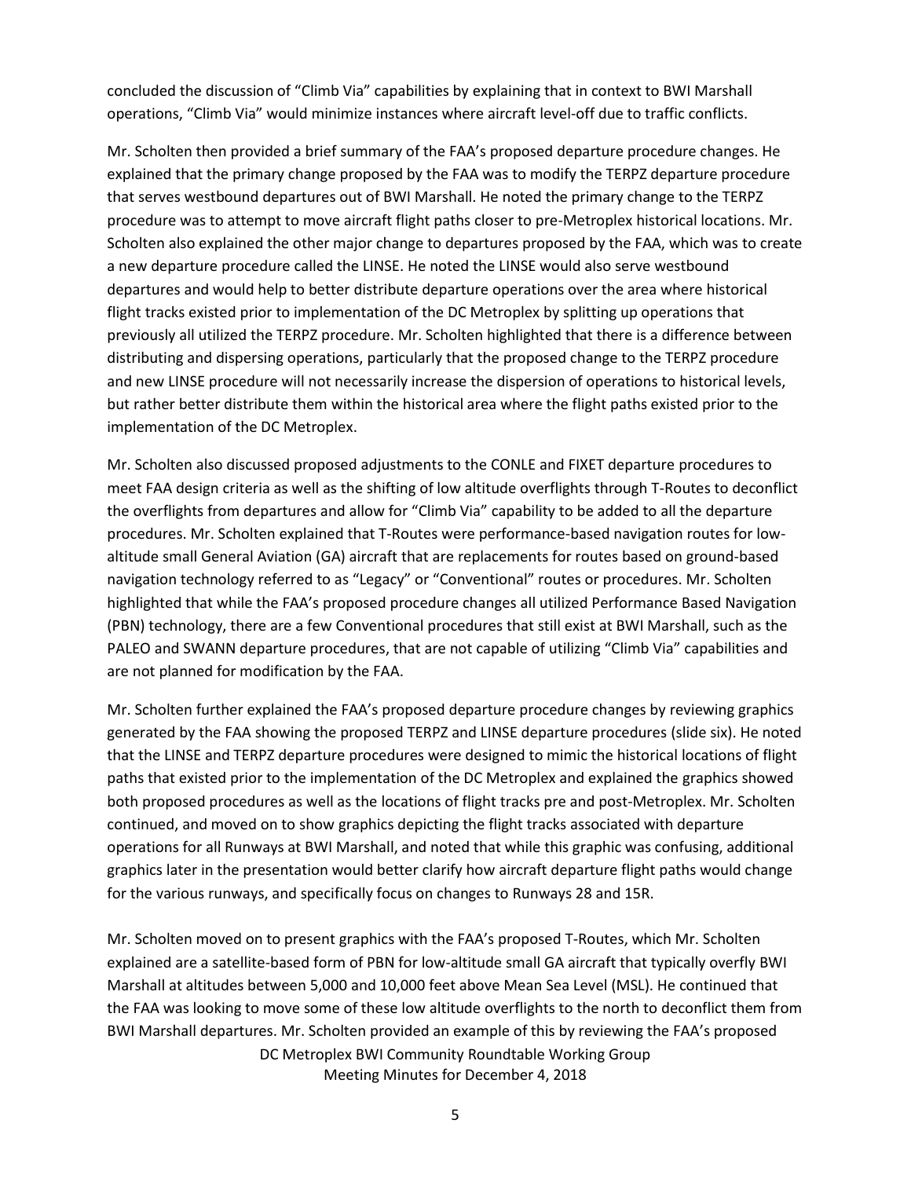concluded the discussion of "Climb Via" capabilities by explaining that in context to BWI Marshall operations, "Climb Via" would minimize instances where aircraft level-off due to traffic conflicts.

Mr. Scholten then provided a brief summary of the FAA's proposed departure procedure changes. He explained that the primary change proposed by the FAA was to modify the TERPZ departure procedure that serves westbound departures out of BWI Marshall. He noted the primary change to the TERPZ procedure was to attempt to move aircraft flight paths closer to pre-Metroplex historical locations. Mr. Scholten also explained the other major change to departures proposed by the FAA, which was to create a new departure procedure called the LINSE. He noted the LINSE would also serve westbound departures and would help to better distribute departure operations over the area where historical flight tracks existed prior to implementation of the DC Metroplex by splitting up operations that previously all utilized the TERPZ procedure. Mr. Scholten highlighted that there is a difference between distributing and dispersing operations, particularly that the proposed change to the TERPZ procedure and new LINSE procedure will not necessarily increase the dispersion of operations to historical levels, but rather better distribute them within the historical area where the flight paths existed prior to the implementation of the DC Metroplex.

Mr. Scholten also discussed proposed adjustments to the CONLE and FIXET departure procedures to meet FAA design criteria as well as the shifting of low altitude overflights through T-Routes to deconflict the overflights from departures and allow for "Climb Via" capability to be added to all the departure procedures. Mr. Scholten explained that T-Routes were performance-based navigation routes for low-altitude small General Aviation (GA) aircraft that are replacements for routes based on ground-based navigation technology referred to as "Legacy" or "Conventional" routes or procedures. Mr. Scholten highlighted that while the FAA's proposed procedure changes all utilized Performance Based Navigation (PBN) technology, there are a few Conventional procedures that still exist at BWI Marshall, such as the PALEO and SWANN departure procedures, that are not capable of utilizing "Climb Via" capabilities and are not planned for modification by the FAA.

Mr. Scholten further explained the FAA's proposed departure procedure changes by reviewing graphics generated by the FAA showing the proposed TERPZ and LINSE departure procedures (slide six). He noted that the LINSE and TERPZ departure procedures were designed to mimic the historical locations of flight paths that existed prior to the implementation of the DC Metroplex and explained the graphics showed both proposed procedures as well as the locations of flight tracks pre and post-Metroplex. Mr. Scholten continued, and moved on to show graphics depicting the flight tracks associated with departure operations for all Runways at BWI Marshall, and noted that while this graphic was confusing, additional graphics later in the presentation would better clarify how aircraft departure flight paths would change for the various runways, and specifically focus on changes to Runways 28 and 15R.

Mr. Scholten moved on to present graphics with the FAA's proposed T-Routes, which Mr. Scholten explained are a satellite-based form of PBN for low-altitude small GA aircraft that typically overfly BWI Marshall at altitudes between 5,000 and 10,000 feet above Mean Sea Level (MSL). He continued that the FAA was looking to move some of these low altitude overflights to the north to deconflict them from BWI Marshall departures. Mr. Scholten provided an example of this by reviewing the FAA's proposed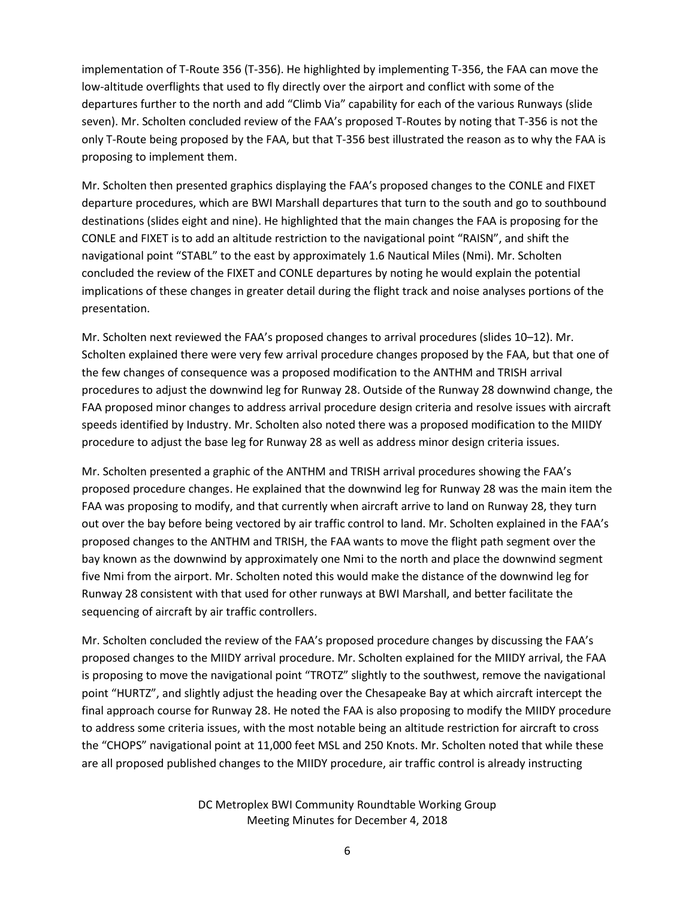implementation of T-Route 356 (T-356). He highlighted by implementing T-356, the FAA can move the low-altitude overflights that used to fly directly over the airport and conflict with some of the departures further to the north and add "Climb Via" capability for each of the various Runways (slide seven). Mr. Scholten concluded review of the FAA's proposed T-Routes by noting that T-356 is not the only T-Route being proposed by the FAA, but that T-356 best illustrated the reason as to why the FAA is proposing to implement them.

Mr. Scholten then presented graphics displaying the FAA's proposed changes to the CONLE and FIXET departure procedures, which are BWI Marshall departures that turn to the south and go to southbound destinations (slides eight and nine). He highlighted that the main changes the FAA is proposing for the CONLE and FIXET is to add an altitude restriction to the navigational point "RAISN", and shift the navigational point "STABL" to the east by approximately 1.6 Nautical Miles (Nmi). Mr. Scholten concluded the review of the FIXET and CONLE departures by noting he would explain the potential implications of these changes in greater detail during the flight track and noise analyses portions of the presentation.

Mr. Scholten next reviewed the FAA's proposed changes to arrival procedures (slides 10–12). Mr. Scholten explained there were very few arrival procedure changes proposed by the FAA, but that one of the few changes of consequence was a proposed modification to the ANTHM and TRISH arrival procedures to adjust the downwind leg for Runway 28. Outside of the Runway 28 downwind change, the FAA proposed minor changes to address arrival procedure design criteria and resolve issues with aircraft speeds identified by Industry. Mr. Scholten also noted there was a proposed modification to the MIIDY procedure to adjust the base leg for Runway 28 as well as address minor design criteria issues.

Mr. Scholten presented a graphic of the ANTHM and TRISH arrival procedures showing the FAA's proposed procedure changes. He explained that the downwind leg for Runway 28 was the main item the FAA was proposing to modify, and that currently when aircraft arrive to land on Runway 28, they turn out over the bay before being vectored by air traffic control to land. Mr. Scholten explained in the FAA's proposed changes to the ANTHM and TRISH, the FAA wants to move the flight path segment over the bay known as the downwind by approximately one Nmi to the north and place the downwind segment five Nmi from the airport. Mr. Scholten noted this would make the distance of the downwind leg for Runway 28 consistent with that used for other runways at BWI Marshall, and better facilitate the sequencing of aircraft by air traffic controllers.

Mr. Scholten concluded the review of the FAA's proposed procedure changes by discussing the FAA's proposed changes to the MIIDY arrival procedure. Mr. Scholten explained for the MIIDY arrival, the FAA is proposing to move the navigational point "TROTZ" slightly to the southwest, remove the navigational point "HURTZ", and slightly adjust the heading over the Chesapeake Bay at which aircraft intercept the final approach course for Runway 28. He noted the FAA is also proposing to modify the MIIDY procedure to address some criteria issues, with the most notable being an altitude restriction for aircraft to cross the "CHOPS" navigational point at 11,000 feet MSL and 250 Knots. Mr. Scholten noted that while these are all proposed published changes to the MIIDY procedure, air traffic control is already instructing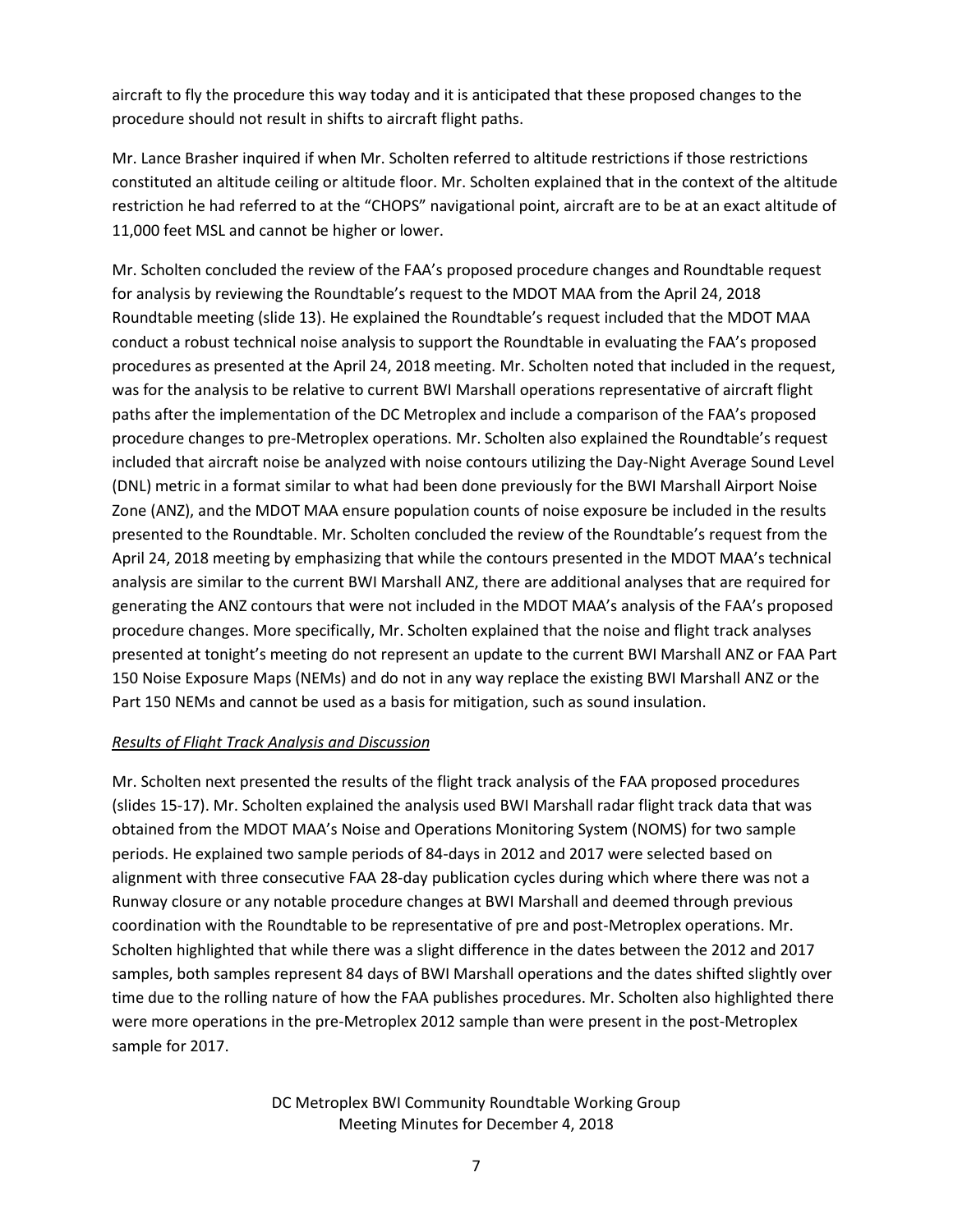aircraft to fly the procedure this way today and it is anticipated that these proposed changes to the procedure should not result in shifts to aircraft flight paths.

Mr. Lance Brasher inquired if when Mr. Scholten referred to altitude restrictions if those restrictions constituted an altitude ceiling or altitude floor. Mr. Scholten explained that in the context of the altitude restriction he had referred to at the "CHOPS" navigational point, aircraft are to be at an exact altitude of 11,000 feet MSL and cannot be higher or lower.

Mr. Scholten concluded the review of the FAA's proposed procedure changes and Roundtable request for analysis by reviewing the Roundtable's request to the MDOT MAA from the April 24, 2018 Roundtable meeting (slide 13). He explained the Roundtable's request included that the MDOT MAA conduct a robust technical noise analysis to support the Roundtable in evaluating the FAA's proposed procedures as presented at the April 24, 2018 meeting. Mr. Scholten noted that included in the request, was for the analysis to be relative to current BWI Marshall operations representative of aircraft flight paths after the implementation of the DC Metroplex and include a comparison of the FAA's proposed procedure changes to pre-Metroplex operations. Mr. Scholten also explained the Roundtable's request included that aircraft noise be analyzed with noise contours utilizing the Day-Night Average Sound Level (DNL) metric in a format similar to what had been done previously for the BWI Marshall Airport Noise Zone (ANZ), and the MDOT MAA ensure population counts of noise exposure be included in the results presented to the Roundtable. Mr. Scholten concluded the review of the Roundtable's request from the April 24, 2018 meeting by emphasizing that while the contours presented in the MDOT MAA's technical analysis are similar to the current BWI Marshall ANZ, there are additional analyses that are required for generating the ANZ contours that were not included in the MDOT MAA's analysis of the FAA's proposed procedure changes. More specifically, Mr. Scholten explained that the noise and flight track analyses presented at tonight's meeting do not represent an update to the current BWI Marshall ANZ or FAA Part 150 Noise Exposure Maps (NEMs) and do not in any way replace the existing BWI Marshall ANZ or the Part 150 NEMs and cannot be used as a basis for mitigation, such as sound insulation.

*Results of Flight Track Analysis and Discussion*

Mr. Scholten next presented the results of the flight track analysis of the FAA proposed procedures (slides 15-17). Mr. Scholten explained the analysis used BWI Marshall radar flight track data that was obtained from the MDOT MAA's Noise and Operations Monitoring System (NOMS) for two sample periods. He explained two sample periods of 84-days in 2012 and 2017 were selected based on alignment with three consecutive FAA 28-day publication cycles during which where there was not a Runway closure or any notable procedure changes at BWI Marshall and deemed through previous coordination with the Roundtable to be representative of pre and post-Metroplex operations. Mr. Scholten highlighted that while there was a slight difference in the dates between the 2012 and 2017 samples, both samples represent 84 days of BWI Marshall operations and the dates shifted slightly over time due to the rolling nature of how the FAA publishes procedures. Mr. Scholten also highlighted there were more operations in the pre-Metroplex 2012 sample than were present in the post-Metroplex sample for 2017.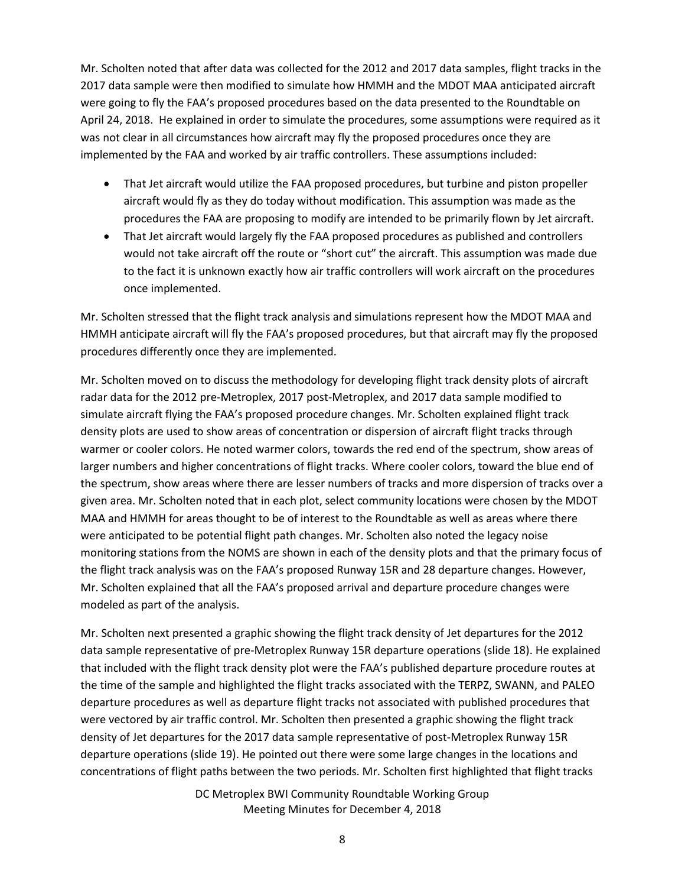Mr. Scholten noted that after data was collected for the 2012 and 2017 data samples, flight tracks in the 2017 data sample were then modified to simulate how HMMH and the MDOT MAA anticipated aircraft were going to fly the FAA's proposed procedures based on the data presented to the Roundtable on April 24, 2018. He explained in order to simulate the procedures, some assumptions were required as it was not clear in all circumstances how aircraft may fly the proposed procedures once they are implemented by the FAA and worked by air traffic controllers. These assumptions included:

- That Jet aircraft would utilize the FAA proposed procedures, but turbine and piston propeller aircraft would fly as they do today without modification. This assumption was made as the procedures the FAA are proposing to modify are intended to be primarily flown by Jet aircraft.
- That Jet aircraft would largely fly the FAA proposed procedures as published and controllers would not take aircraft off the route or "short cut" the aircraft. This assumption was made due to the fact it is unknown exactly how air traffic controllers will work aircraft on the procedures once implemented.

Mr. Scholten stressed that the flight track analysis and simulations represent how the MDOT MAA and HMMH anticipate aircraft will fly the FAA's proposed procedures, but that aircraft may fly the proposed procedures differently once they are implemented.

Mr. Scholten moved on to discuss the methodology for developing flight track density plots of aircraft radar data for the 2012 pre-Metroplex, 2017 post-Metroplex, and 2017 data sample modified to simulate aircraft flying the FAA's proposed procedure changes. Mr. Scholten explained flight track density plots are used to show areas of concentration or dispersion of aircraft flight tracks through warmer or cooler colors. He noted warmer colors, towards the red end of the spectrum, show areas of larger numbers and higher concentrations of flight tracks. Where cooler colors, toward the blue end of the spectrum, show areas where there are lesser numbers of tracks and more dispersion of tracks over a given area. Mr. Scholten noted that in each plot, select community locations were chosen by the MDOT MAA and HMMH for areas thought to be of interest to the Roundtable as well as areas where there were anticipated to be potential flight path changes. Mr. Scholten also noted the legacy noise monitoring stations from the NOMS are shown in each of the density plots and that the primary focus of the flight track analysis was on the FAA's proposed Runway 15R and 28 departure changes. However, Mr. Scholten explained that all the FAA's proposed arrival and departure procedure changes were modeled as part of the analysis.

Mr. Scholten next presented a graphic showing the flight track density of Jet departures for the 2012 data sample representative of pre-Metroplex Runway 15R departure operations (slide 18). He explained that included with the flight track density plot were the FAA's published departure procedure routes at the time of the sample and highlighted the flight tracks associated with the TERPZ, SWANN, and PALEO departure procedures as well as departure flight tracks not associated with published procedures that were vectored by air traffic control. Mr. Scholten then presented a graphic showing the flight track density of Jet departures for the 2017 data sample representative of post-Metroplex Runway 15R departure operations (slide 19). He pointed out there were some large changes in the locations and concentrations of flight paths between the two periods. Mr. Scholten first highlighted that flight tracks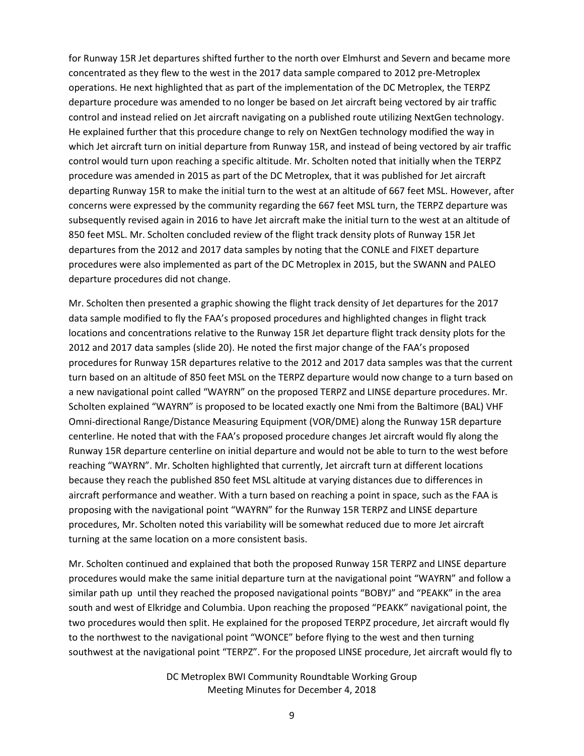for Runway 15R Jet departures shifted further to the north over Elmhurst and Severn and became more concentrated as they flew to the west in the 2017 data sample compared to 2012 pre-Metroplex operations. He next highlighted that as part of the implementation of the DC Metroplex, the TERPZ departure procedure was amended to no longer be based on Jet aircraft being vectored by air traffic control and instead relied on Jet aircraft navigating on a published route utilizing NextGen technology. He explained further that this procedure change to rely on NextGen technology modified the way in which Jet aircraft turn on initial departure from Runway 15R, and instead of being vectored by air traffic control would turn upon reaching a specific altitude. Mr. Scholten noted that initially when the TERPZ procedure was amended in 2015 as part of the DC Metroplex, that it was published for Jet aircraft departing Runway 15R to make the initial turn to the west at an altitude of 667 feet MSL. However, after concerns were expressed by the community regarding the 667 feet MSL turn, the TERPZ departure was subsequently revised again in 2016 to have Jet aircraft make the initial turn to the west at an altitude of 850 feet MSL. Mr. Scholten concluded review of the flight track density plots of Runway 15R Jet departures from the 2012 and 2017 data samples by noting that the CONLE and FIXET departure procedures were also implemented as part of the DC Metroplex in 2015, but the SWANN and PALEO departure procedures did not change.

Mr. Scholten then presented a graphic showing the flight track density of Jet departures for the 2017 data sample modified to fly the FAA's proposed procedures and highlighted changes in flight track locations and concentrations relative to the Runway 15R Jet departure flight track density plots for the 2012 and 2017 data samples (slide 20). He noted the first major change of the FAA's proposed procedures for Runway 15R departures relative to the 2012 and 2017 data samples was that the current turn based on an altitude of 850 feet MSL on the TERPZ departure would now change to a turn based on a new navigational point called "WAYRN" on the proposed TERPZ and LINSE departure procedures. Mr. Scholten explained "WAYRN" is proposed to be located exactly one Nmi from the Baltimore (BAL) VHF Omni-directional Range/Distance Measuring Equipment (VOR/DME) along the Runway 15R departure centerline. He noted that with the FAA's proposed procedure changes Jet aircraft would fly along the Runway 15R departure centerline on initial departure and would not be able to turn to the west before reaching "WAYRN". Mr. Scholten highlighted that currently, Jet aircraft turn at different locations because they reach the published 850 feet MSL altitude at varying distances due to differences in aircraft performance and weather. With a turn based on reaching a point in space, such as the FAA is proposing with the navigational point "WAYRN" for the Runway 15R TERPZ and LINSE departure procedures, Mr. Scholten noted this variability will be somewhat reduced due to more Jet aircraft turning at the same location on a more consistent basis.

Mr. Scholten continued and explained that both the proposed Runway 15R TERPZ and LINSE departure procedures would make the same initial departure turn at the navigational point "WAYRN" and follow a similar path up until they reached the proposed navigational points "BOBYJ" and "PEAKK" in the area south and west of Elkridge and Columbia. Upon reaching the proposed "PEAKK" navigational point, the two procedures would then split. He explained for the proposed TERPZ procedure, Jet aircraft would fly to the northwest to the navigational point "WONCE" before flying to the west and then turning southwest at the navigational point "TERPZ". For the proposed LINSE procedure, Jet aircraft would fly to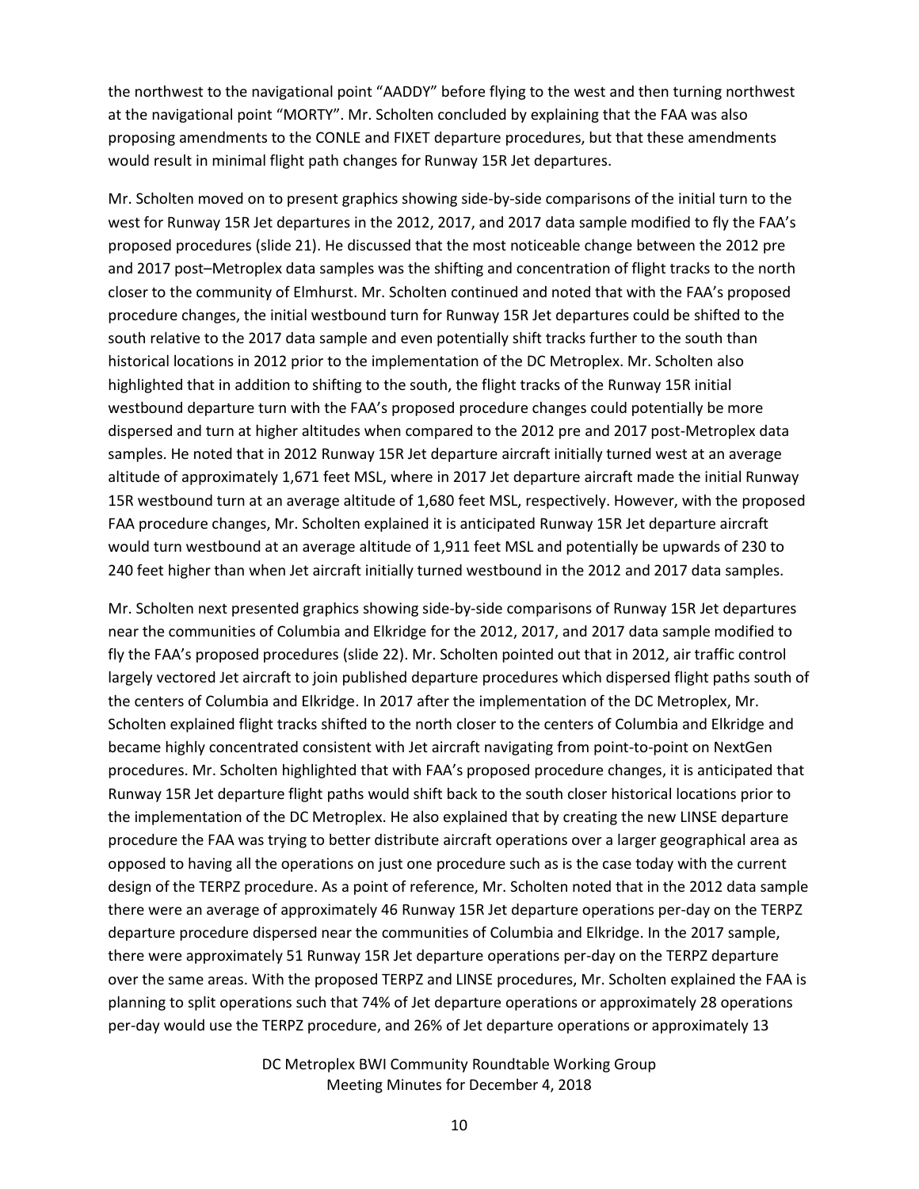the northwest to the navigational point "AADDY" before flying to the west and then turning northwest at the navigational point "MORTY". Mr. Scholten concluded by explaining that the FAA was also proposing amendments to the CONLE and FIXET departure procedures, but that these amendments would result in minimal flight path changes for Runway 15R Jet departures.

Mr. Scholten moved on to present graphics showing side-by-side comparisons of the initial turn to the west for Runway 15R Jet departures in the 2012, 2017, and 2017 data sample modified to fly the FAA's proposed procedures (slide 21). He discussed that the most noticeable change between the 2012 pre and 2017 post–Metroplex data samples was the shifting and concentration of flight tracks to the north closer to the community of Elmhurst. Mr. Scholten continued and noted that with the FAA's proposed procedure changes, the initial westbound turn for Runway 15R Jet departures could be shifted to the south relative to the 2017 data sample and even potentially shift tracks further to the south than historical locations in 2012 prior to the implementation of the DC Metroplex. Mr. Scholten also highlighted that in addition to shifting to the south, the flight tracks of the Runway 15R initial westbound departure turn with the FAA's proposed procedure changes could potentially be more dispersed and turn at higher altitudes when compared to the 2012 pre and 2017 post-Metroplex data samples. He noted that in 2012 Runway 15R Jet departure aircraft initially turned west at an average altitude of approximately 1,671 feet MSL, where in 2017 Jet departure aircraft made the initial Runway 15R westbound turn at an average altitude of 1,680 feet MSL, respectively. However, with the proposed FAA procedure changes, Mr. Scholten explained it is anticipated Runway 15R Jet departure aircraft would turn westbound at an average altitude of 1,911 feet MSL and potentially be upwards of 230 to 240 feet higher than when Jet aircraft initially turned westbound in the 2012 and 2017 data samples.

Mr. Scholten next presented graphics showing side-by-side comparisons of Runway 15R Jet departures near the communities of Columbia and Elkridge for the 2012, 2017, and 2017 data sample modified to fly the FAA's proposed procedures (slide 22). Mr. Scholten pointed out that in 2012, air traffic control largely vectored Jet aircraft to join published departure procedures which dispersed flight paths south of the centers of Columbia and Elkridge. In 2017 after the implementation of the DC Metroplex, Mr. Scholten explained flight tracks shifted to the north closer to the centers of Columbia and Elkridge and became highly concentrated consistent with Jet aircraft navigating from point-to-point on NextGen procedures. Mr. Scholten highlighted that with FAA's proposed procedure changes, it is anticipated that Runway 15R Jet departure flight paths would shift back to the south closer historical locations prior to the implementation of the DC Metroplex. He also explained that by creating the new LINSE departure procedure the FAA was trying to better distribute aircraft operations over a larger geographical area as opposed to having all the operations on just one procedure such as is the case today with the current design of the TERPZ procedure. As a point of reference, Mr. Scholten noted that in the 2012 data sample there were an average of approximately 46 Runway 15R Jet departure operations per-day on the TERPZ departure procedure dispersed near the communities of Columbia and Elkridge. In the 2017 sample, there were approximately 51 Runway 15R Jet departure operations per-day on the TERPZ departure over the same areas. With the proposed TERPZ and LINSE procedures, Mr. Scholten explained the FAA is planning to split operations such that 74% of Jet departure operations or approximately 28 operations per-day would use the TERPZ procedure, and 26% of Jet departure operations or approximately 13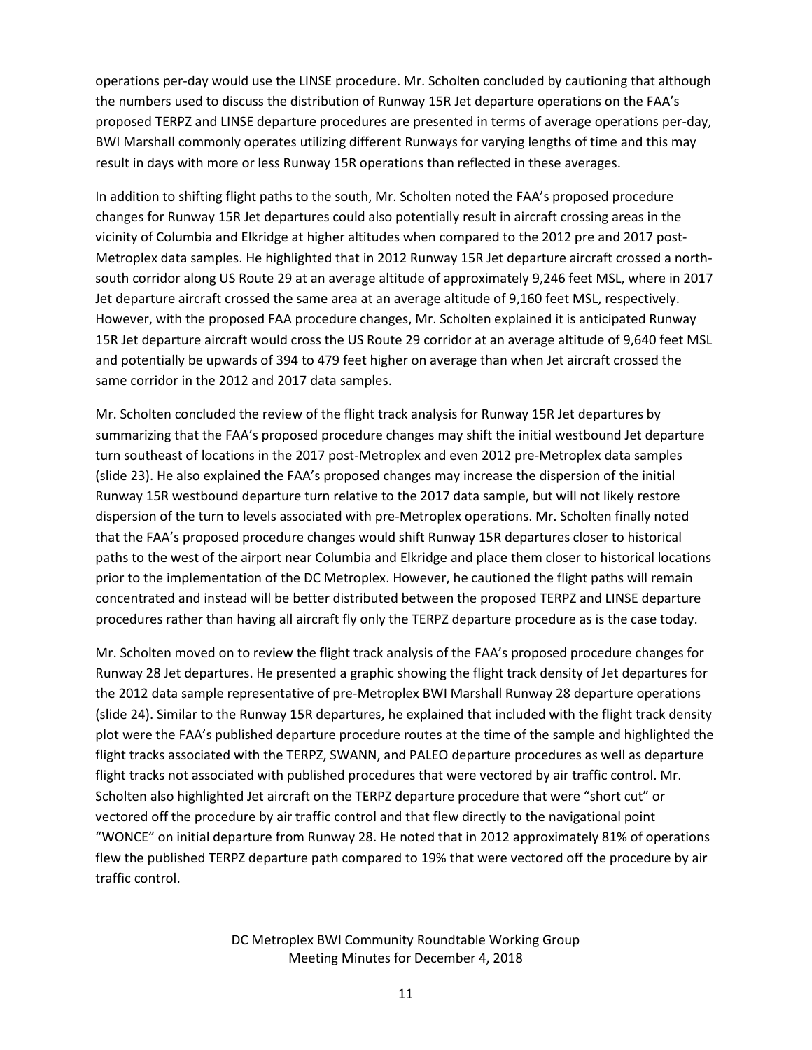operations per-day would use the LINSE procedure. Mr. Scholten concluded by cautioning that although the numbers used to discuss the distribution of Runway 15R Jet departure operations on the FAA's proposed TERPZ and LINSE departure procedures are presented in terms of average operations per-day, BWI Marshall commonly operates utilizing different Runways for varying lengths of time and this may result in days with more or less Runway 15R operations than reflected in these averages.

In addition to shifting flight paths to the south, Mr. Scholten noted the FAA's proposed procedure changes for Runway 15R Jet departures could also potentially result in aircraft crossing areas in the vicinity of Columbia and Elkridge at higher altitudes when compared to the 2012 pre and 2017 post-Metroplex data samples. He highlighted that in 2012 Runway 15R Jet departure aircraft crossed a north-south corridor along US Route 29 at an average altitude of approximately 9,246 feet MSL, where in 2017 Jet departure aircraft crossed the same area at an average altitude of 9,160 feet MSL, respectively. However, with the proposed FAA procedure changes, Mr. Scholten explained it is anticipated Runway 15R Jet departure aircraft would cross the US Route 29 corridor at an average altitude of 9,640 feet MSL and potentially be upwards of 394 to 479 feet higher on average than when Jet aircraft crossed the same corridor in the 2012 and 2017 data samples.

Mr. Scholten concluded the review of the flight track analysis for Runway 15R Jet departures by summarizing that the FAA's proposed procedure changes may shift the initial westbound Jet departure turn southeast of locations in the 2017 post-Metroplex and even 2012 pre-Metroplex data samples (slide 23). He also explained the FAA's proposed changes may increase the dispersion of the initial Runway 15R westbound departure turn relative to the 2017 data sample, but will not likely restore dispersion of the turn to levels associated with pre-Metroplex operations. Mr. Scholten finally noted that the FAA's proposed procedure changes would shift Runway 15R departures closer to historical paths to the west of the airport near Columbia and Elkridge and place them closer to historical locations prior to the implementation of the DC Metroplex. However, he cautioned the flight paths will remain concentrated and instead will be better distributed between the proposed TERPZ and LINSE departure procedures rather than having all aircraft fly only the TERPZ departure procedure as is the case today.

Mr. Scholten moved on to review the flight track analysis of the FAA's proposed procedure changes for Runway 28 Jet departures. He presented a graphic showing the flight track density of Jet departures for the 2012 data sample representative of pre-Metroplex BWI Marshall Runway 28 departure operations (slide 24). Similar to the Runway 15R departures, he explained that included with the flight track density plot were the FAA's published departure procedure routes at the time of the sample and highlighted the flight tracks associated with the TERPZ, SWANN, and PALEO departure procedures as well as departure flight tracks not associated with published procedures that were vectored by air traffic control. Mr. Scholten also highlighted Jet aircraft on the TERPZ departure procedure that were "short cut" or vectored off the procedure by air traffic control and that flew directly to the navigational point "WONCE" on initial departure from Runway 28. He noted that in 2012 approximately 81% of operations flew the published TERPZ departure path compared to 19% that were vectored off the procedure by air traffic control.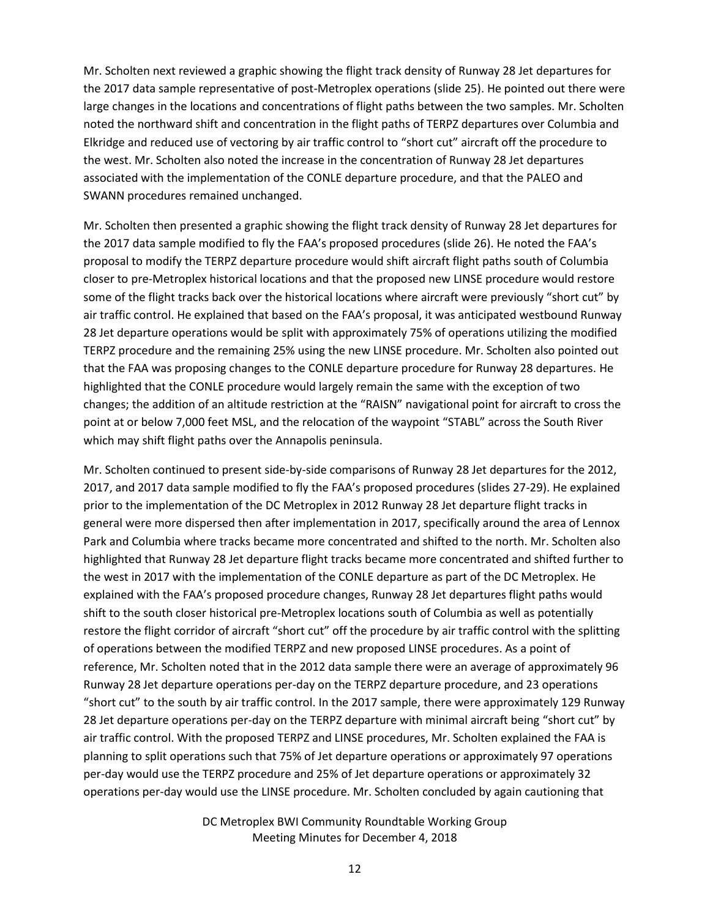Mr. Scholten next reviewed a graphic showing the flight track density of Runway 28 Jet departures for the 2017 data sample representative of post-Metroplex operations (slide 25). He pointed out there were large changes in the locations and concentrations of flight paths between the two samples. Mr. Scholten noted the northward shift and concentration in the flight paths of TERPZ departures over Columbia and Elkridge and reduced use of vectoring by air traffic control to "short cut" aircraft off the procedure to the west. Mr. Scholten also noted the increase in the concentration of Runway 28 Jet departures associated with the implementation of the CONLE departure procedure, and that the PALEO and SWANN procedures remained unchanged.

Mr. Scholten then presented a graphic showing the flight track density of Runway 28 Jet departures for the 2017 data sample modified to fly the FAA's proposed procedures (slide 26). He noted the FAA's proposal to modify the TERPZ departure procedure would shift aircraft flight paths south of Columbia closer to pre-Metroplex historical locations and that the proposed new LINSE procedure would restore some of the flight tracks back over the historical locations where aircraft were previously "short cut" by air traffic control. He explained that based on the FAA's proposal, it was anticipated westbound Runway 28 Jet departure operations would be split with approximately 75% of operations utilizing the modified TERPZ procedure and the remaining 25% using the new LINSE procedure. Mr. Scholten also pointed out that the FAA was proposing changes to the CONLE departure procedure for Runway 28 departures. He highlighted that the CONLE procedure would largely remain the same with the exception of two changes; the addition of an altitude restriction at the "RAISN" navigational point for aircraft to cross the point at or below 7,000 feet MSL, and the relocation of the waypoint "STABL" across the South River which may shift flight paths over the Annapolis peninsula.

Mr. Scholten continued to present side-by-side comparisons of Runway 28 Jet departures for the 2012, 2017, and 2017 data sample modified to fly the FAA's proposed procedures (slides 27-29). He explained prior to the implementation of the DC Metroplex in 2012 Runway 28 Jet departure flight tracks in general were more dispersed then after implementation in 2017, specifically around the area of Lennox Park and Columbia where tracks became more concentrated and shifted to the north. Mr. Scholten also highlighted that Runway 28 Jet departure flight tracks became more concentrated and shifted further to the west in 2017 with the implementation of the CONLE departure as part of the DC Metroplex. He explained with the FAA's proposed procedure changes, Runway 28 Jet departures flight paths would shift to the south closer historical pre-Metroplex locations south of Columbia as well as potentially restore the flight corridor of aircraft "short cut" off the procedure by air traffic control with the splitting of operations between the modified TERPZ and new proposed LINSE procedures. As a point of reference, Mr. Scholten noted that in the 2012 data sample there were an average of approximately 96 Runway 28 Jet departure operations per-day on the TERPZ departure procedure, and 23 operations "short cut" to the south by air traffic control. In the 2017 sample, there were approximately 129 Runway 28 Jet departure operations per-day on the TERPZ departure with minimal aircraft being "short cut" by air traffic control. With the proposed TERPZ and LINSE procedures, Mr. Scholten explained the FAA is planning to split operations such that 75% of Jet departure operations or approximately 97 operations per-day would use the TERPZ procedure and 25% of Jet departure operations or approximately 32 operations per-day would use the LINSE procedure. Mr. Scholten concluded by again cautioning that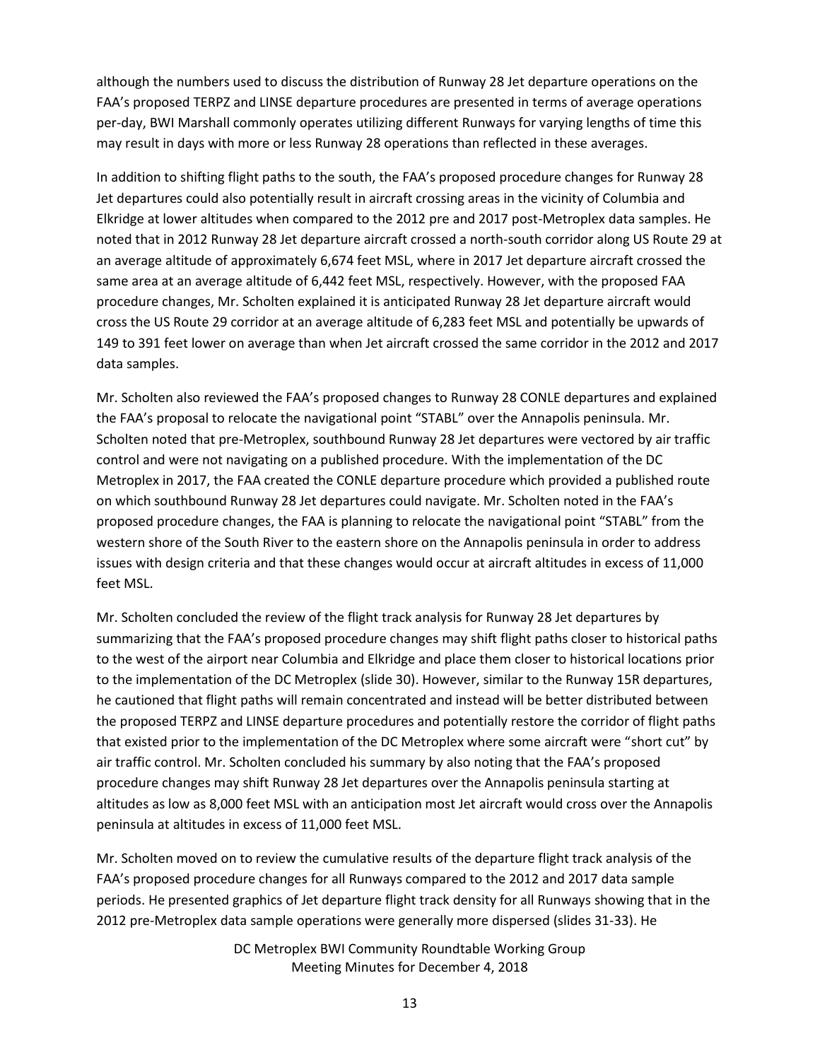although the numbers used to discuss the distribution of Runway 28 Jet departure operations on the FAA's proposed TERPZ and LINSE departure procedures are presented in terms of average operations per-day, BWI Marshall commonly operates utilizing different Runways for varying lengths of time this may result in days with more or less Runway 28 operations than reflected in these averages.

In addition to shifting flight paths to the south, the FAA's proposed procedure changes for Runway 28 Jet departures could also potentially result in aircraft crossing areas in the vicinity of Columbia and Elkridge at lower altitudes when compared to the 2012 pre and 2017 post-Metroplex data samples. He noted that in 2012 Runway 28 Jet departure aircraft crossed a north-south corridor along US Route 29 at an average altitude of approximately 6,674 feet MSL, where in 2017 Jet departure aircraft crossed the same area at an average altitude of 6,442 feet MSL, respectively. However, with the proposed FAA procedure changes, Mr. Scholten explained it is anticipated Runway 28 Jet departure aircraft would cross the US Route 29 corridor at an average altitude of 6,283 feet MSL and potentially be upwards of 149 to 391 feet lower on average than when Jet aircraft crossed the same corridor in the 2012 and 2017 data samples.

Mr. Scholten also reviewed the FAA's proposed changes to Runway 28 CONLE departures and explained the FAA's proposal to relocate the navigational point "STABL" over the Annapolis peninsula. Mr. Scholten noted that pre-Metroplex, southbound Runway 28 Jet departures were vectored by air traffic control and were not navigating on a published procedure. With the implementation of the DC Metroplex in 2017, the FAA created the CONLE departure procedure which provided a published route on which southbound Runway 28 Jet departures could navigate. Mr. Scholten noted in the FAA's proposed procedure changes, the FAA is planning to relocate the navigational point "STABL" from the western shore of the South River to the eastern shore on the Annapolis peninsula in order to address issues with design criteria and that these changes would occur at aircraft altitudes in excess of 11,000 feet MSL.

Mr. Scholten concluded the review of the flight track analysis for Runway 28 Jet departures by summarizing that the FAA's proposed procedure changes may shift flight paths closer to historical paths to the west of the airport near Columbia and Elkridge and place them closer to historical locations prior to the implementation of the DC Metroplex (slide 30). However, similar to the Runway 15R departures, he cautioned that flight paths will remain concentrated and instead will be better distributed between the proposed TERPZ and LINSE departure procedures and potentially restore the corridor of flight paths that existed prior to the implementation of the DC Metroplex where some aircraft were "short cut" by air traffic control. Mr. Scholten concluded his summary by also noting that the FAA's proposed procedure changes may shift Runway 28 Jet departures over the Annapolis peninsula starting at altitudes as low as 8,000 feet MSL with an anticipation most Jet aircraft would cross over the Annapolis peninsula at altitudes in excess of 11,000 feet MSL.

Mr. Scholten moved on to review the cumulative results of the departure flight track analysis of the FAA's proposed procedure changes for all Runways compared to the 2012 and 2017 data sample periods. He presented graphics of Jet departure flight track density for all Runways showing that in the 2012 pre-Metroplex data sample operations were generally more dispersed (slides 31-33). He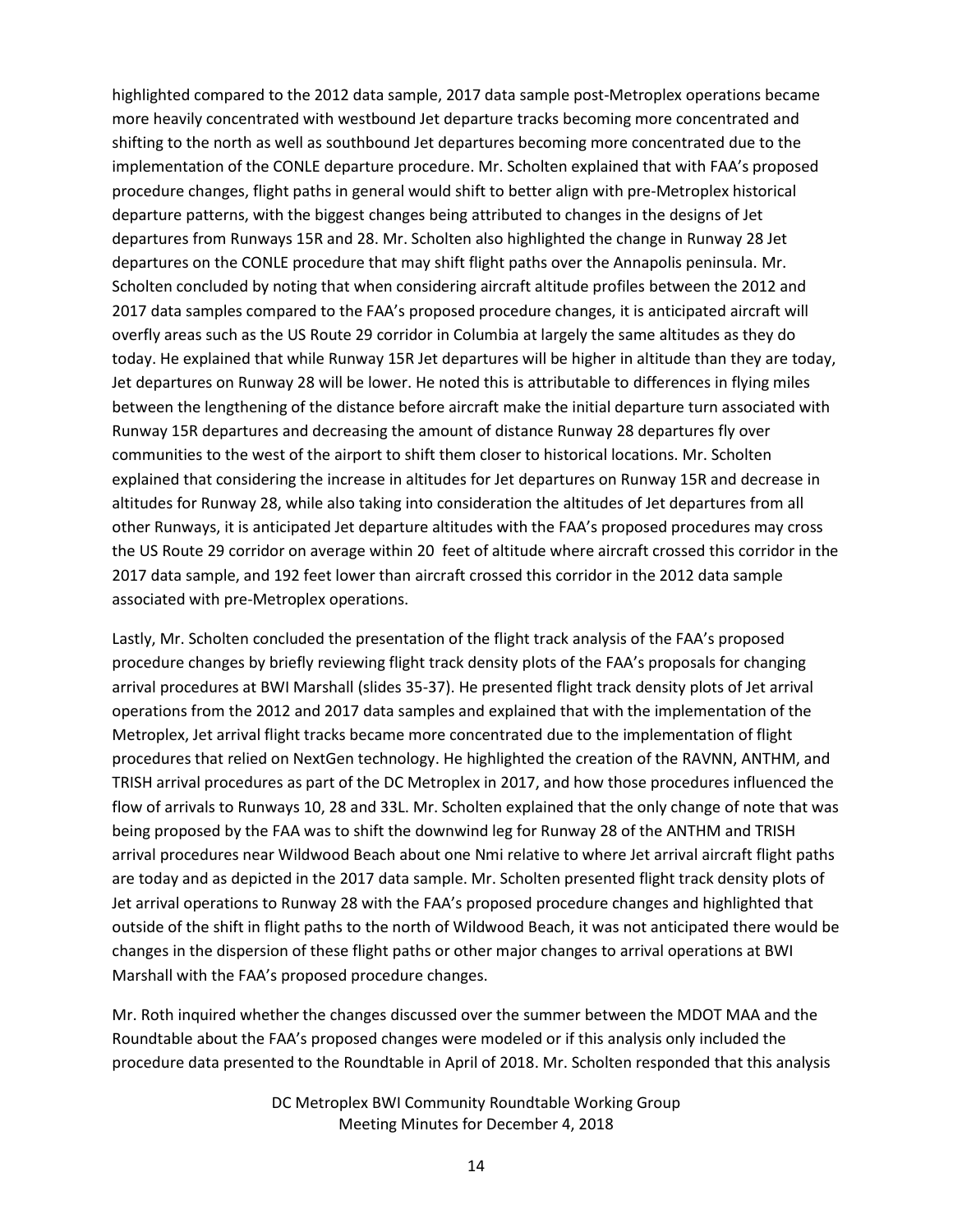highlighted compared to the 2012 data sample, 2017 data sample post-Metroplex operations became more heavily concentrated with westbound Jet departure tracks becoming more concentrated and shifting to the north as well as southbound Jet departures becoming more concentrated due to the implementation of the CONLE departure procedure. Mr. Scholten explained that with FAA's proposed procedure changes, flight paths in general would shift to better align with pre-Metroplex historical departure patterns, with the biggest changes being attributed to changes in the designs of Jet departures from Runways 15R and 28. Mr. Scholten also highlighted the change in Runway 28 Jet departures on the CONLE procedure that may shift flight paths over the Annapolis peninsula. Mr. Scholten concluded by noting that when considering aircraft altitude profiles between the 2012 and 2017 data samples compared to the FAA's proposed procedure changes, it is anticipated aircraft will overfly areas such as the US Route 29 corridor in Columbia at largely the same altitudes as they do today. He explained that while Runway 15R Jet departures will be higher in altitude than they are today, Jet departures on Runway 28 will be lower. He noted this is attributable to differences in flying miles between the lengthening of the distance before aircraft make the initial departure turn associated with Runway 15R departures and decreasing the amount of distance Runway 28 departures fly over communities to the west of the airport to shift them closer to historical locations. Mr. Scholten explained that considering the increase in altitudes for Jet departures on Runway 15R and decrease in altitudes for Runway 28, while also taking into consideration the altitudes of Jet departures from all other Runways, it is anticipated Jet departure altitudes with the FAA's proposed procedures may cross the US Route 29 corridor on average within 20 feet of altitude where aircraft crossed this corridor in the 2017 data sample, and 192 feet lower than aircraft crossed this corridor in the 2012 data sample associated with pre-Metroplex operations.

Lastly, Mr. Scholten concluded the presentation of the flight track analysis of the FAA's proposed procedure changes by briefly reviewing flight track density plots of the FAA's proposals for changing arrival procedures at BWI Marshall (slides 35-37). He presented flight track density plots of Jet arrival operations from the 2012 and 2017 data samples and explained that with the implementation of the Metroplex, Jet arrival flight tracks became more concentrated due to the implementation of flight procedures that relied on NextGen technology. He highlighted the creation of the RAVNN, ANTHM, and TRISH arrival procedures as part of the DC Metroplex in 2017, and how those procedures influenced the flow of arrivals to Runways 10, 28 and 33L. Mr. Scholten explained that the only change of note that was being proposed by the FAA was to shift the downwind leg for Runway 28 of the ANTHM and TRISH arrival procedures near Wildwood Beach about one Nmi relative to where Jet arrival aircraft flight paths are today and as depicted in the 2017 data sample. Mr. Scholten presented flight track density plots of Jet arrival operations to Runway 28 with the FAA's proposed procedure changes and highlighted that outside of the shift in flight paths to the north of Wildwood Beach, it was not anticipated there would be changes in the dispersion of these flight paths or other major changes to arrival operations at BWI Marshall with the FAA's proposed procedure changes.

Mr. Roth inquired whether the changes discussed over the summer between the MDOT MAA and the Roundtable about the FAA's proposed changes were modeled or if this analysis only included the procedure data presented to the Roundtable in April of 2018. Mr. Scholten responded that this analysis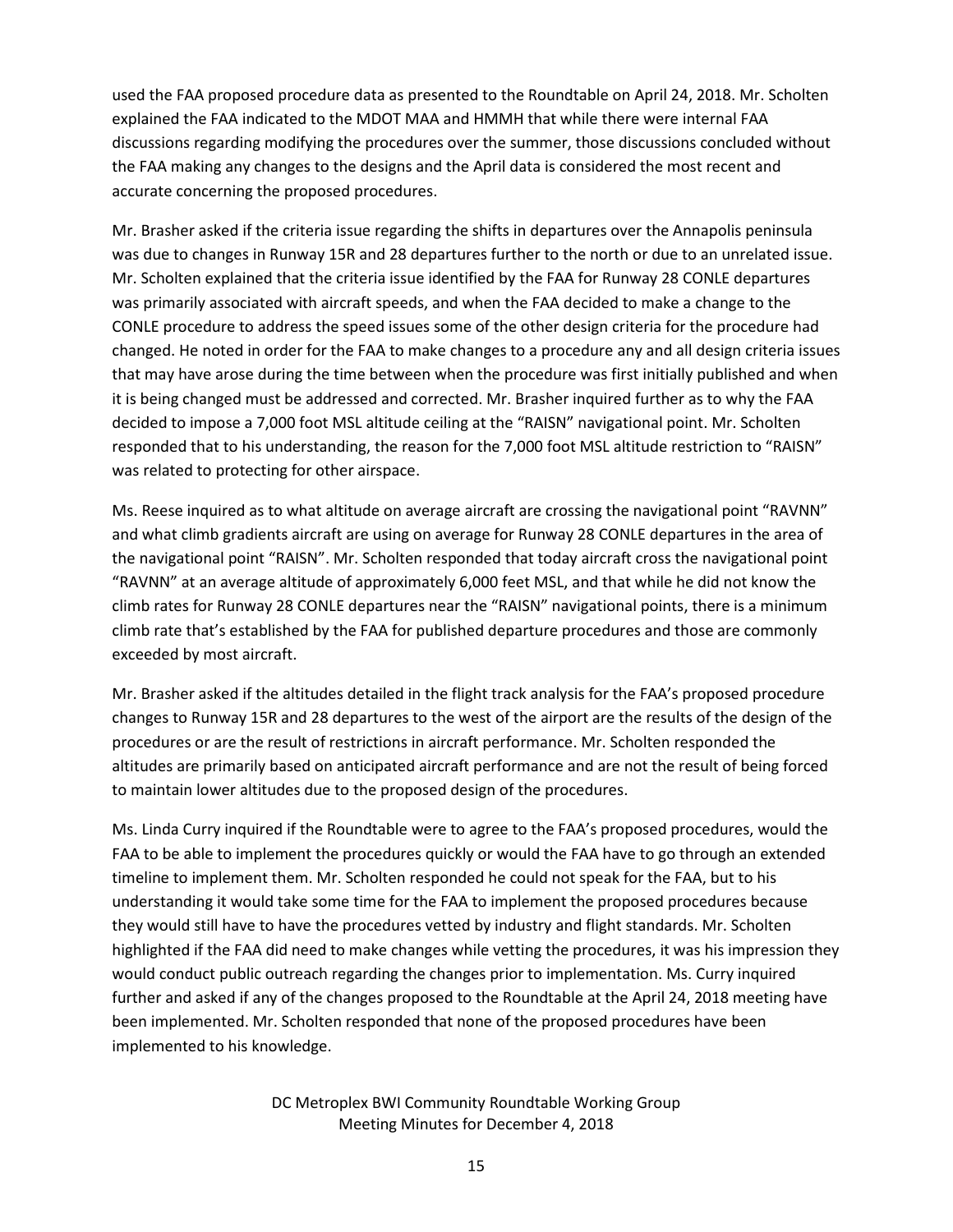used the FAA proposed procedure data as presented to the Roundtable on April 24, 2018. Mr. Scholten explained the FAA indicated to the MDOT MAA and HMMH that while there were internal FAA discussions regarding modifying the procedures over the summer, those discussions concluded without the FAA making any changes to the designs and the April data is considered the most recent and accurate concerning the proposed procedures.

Mr. Brasher asked if the criteria issue regarding the shifts in departures over the Annapolis peninsula was due to changes in Runway 15R and 28 departures further to the north or due to an unrelated issue. Mr. Scholten explained that the criteria issue identified by the FAA for Runway 28 CONLE departures was primarily associated with aircraft speeds, and when the FAA decided to make a change to the CONLE procedure to address the speed issues some of the other design criteria for the procedure had changed. He noted in order for the FAA to make changes to a procedure any and all design criteria issues that may have arose during the time between when the procedure was first initially published and when it is being changed must be addressed and corrected. Mr. Brasher inquired further as to why the FAA decided to impose a 7,000 foot MSL altitude ceiling at the "RAISN" navigational point. Mr. Scholten responded that to his understanding, the reason for the 7,000 foot MSL altitude restriction to "RAISN" was related to protecting for other airspace.

Ms. Reese inquired as to what altitude on average aircraft are crossing the navigational point "RAVNN" and what climb gradients aircraft are using on average for Runway 28 CONLE departures in the area of the navigational point "RAISN". Mr. Scholten responded that today aircraft cross the navigational point "RAVNN" at an average altitude of approximately 6,000 feet MSL, and that while he did not know the climb rates for Runway 28 CONLE departures near the "RAISN" navigational points, there is a minimum climb rate that's established by the FAA for published departure procedures and those are commonly exceeded by most aircraft.

Mr. Brasher asked if the altitudes detailed in the flight track analysis for the FAA's proposed procedure changes to Runway 15R and 28 departures to the west of the airport are the results of the design of the procedures or are the result of restrictions in aircraft performance. Mr. Scholten responded the altitudes are primarily based on anticipated aircraft performance and are not the result of being forced to maintain lower altitudes due to the proposed design of the procedures.

Ms. Linda Curry inquired if the Roundtable were to agree to the FAA's proposed procedures, would the FAA to be able to implement the procedures quickly or would the FAA have to go through an extended timeline to implement them. Mr. Scholten responded he could not speak for the FAA, but to his understanding it would take some time for the FAA to implement the proposed procedures because they would still have to have the procedures vetted by industry and flight standards. Mr. Scholten highlighted if the FAA did need to make changes while vetting the procedures, it was his impression they would conduct public outreach regarding the changes prior to implementation. Ms. Curry inquired further and asked if any of the changes proposed to the Roundtable at the April 24, 2018 meeting have been implemented. Mr. Scholten responded that none of the proposed procedures have been implemented to his knowledge.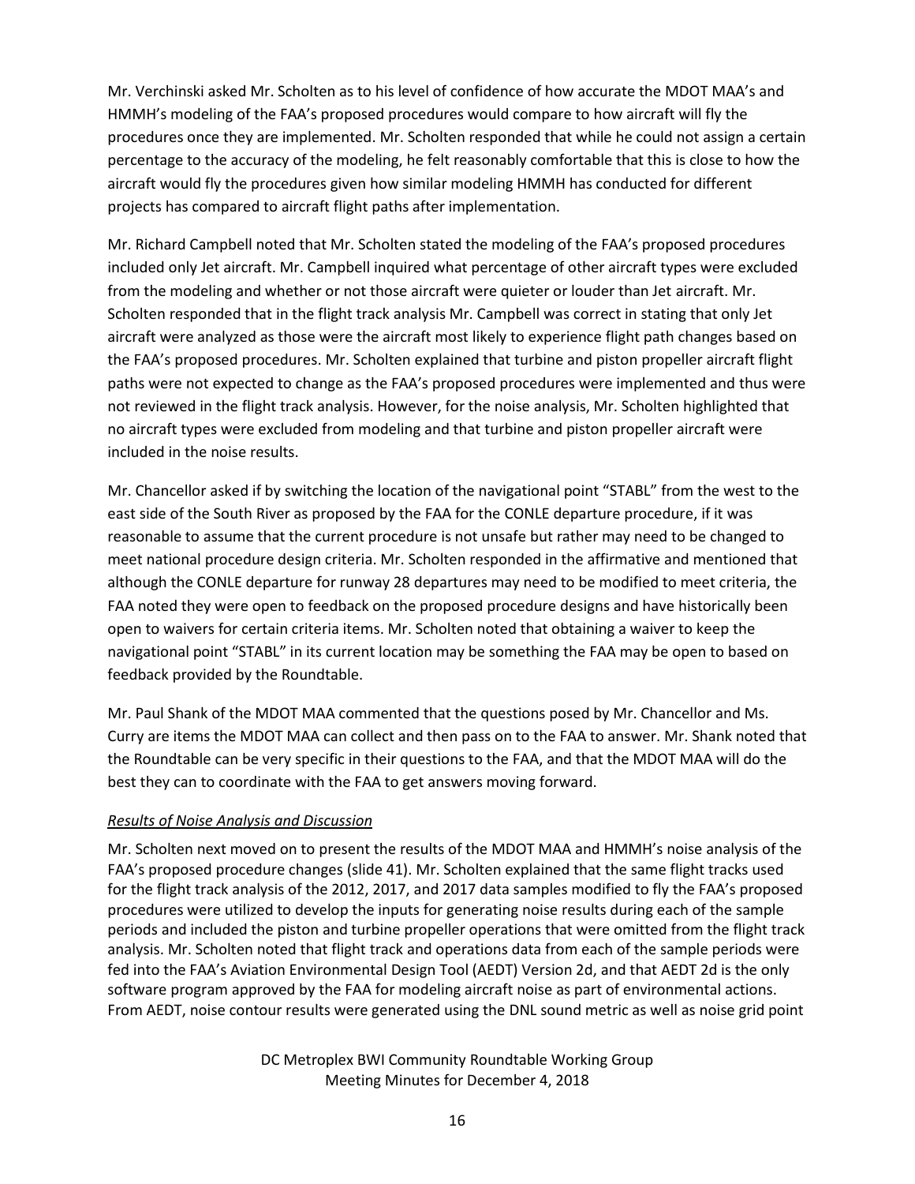Mr. Verchinski asked Mr. Scholten as to his level of confidence of how accurate the MDOT MAA's and HMMH's modeling of the FAA's proposed procedures would compare to how aircraft will fly the procedures once they are implemented. Mr. Scholten responded that while he could not assign a certain percentage to the accuracy of the modeling, he felt reasonably comfortable that this is close to how the aircraft would fly the procedures given how similar modeling HMMH has conducted for different projects has compared to aircraft flight paths after implementation.

Mr. Richard Campbell noted that Mr. Scholten stated the modeling of the FAA's proposed procedures included only Jet aircraft. Mr. Campbell inquired what percentage of other aircraft types were excluded from the modeling and whether or not those aircraft were quieter or louder than Jet aircraft. Mr. Scholten responded that in the flight track analysis Mr. Campbell was correct in stating that only Jet aircraft were analyzed as those were the aircraft most likely to experience flight path changes based on the FAA's proposed procedures. Mr. Scholten explained that turbine and piston propeller aircraft flight paths were not expected to change as the FAA's proposed procedures were implemented and thus were not reviewed in the flight track analysis. However, for the noise analysis, Mr. Scholten highlighted that no aircraft types were excluded from modeling and that turbine and piston propeller aircraft were included in the noise results.

Mr. Chancellor asked if by switching the location of the navigational point "STABL" from the west to the east side of the South River as proposed by the FAA for the CONLE departure procedure, if it was reasonable to assume that the current procedure is not unsafe but rather may need to be changed to meet national procedure design criteria. Mr. Scholten responded in the affirmative and mentioned that although the CONLE departure for runway 28 departures may need to be modified to meet criteria, the FAA noted they were open to feedback on the proposed procedure designs and have historically been open to waivers for certain criteria items. Mr. Scholten noted that obtaining a waiver to keep the navigational point "STABL" in its current location may be something the FAA may be open to based on feedback provided by the Roundtable.

Mr. Paul Shank of the MDOT MAA commented that the questions posed by Mr. Chancellor and Ms. Curry are items the MDOT MAA can collect and then pass on to the FAA to answer. Mr. Shank noted that the Roundtable can be very specific in their questions to the FAA, and that the MDOT MAA will do the best they can to coordinate with the FAA to get answers moving forward.

*Results of Noise Analysis and Discussion*

Mr. Scholten next moved on to present the results of the MDOT MAA and HMMH's noise analysis of the FAA's proposed procedure changes (slide 41). Mr. Scholten explained that the same flight tracks used for the flight track analysis of the 2012, 2017, and 2017 data samples modified to fly the FAA's proposed procedures were utilized to develop the inputs for generating noise results during each of the sample periods and included the piston and turbine propeller operations that were omitted from the flight track analysis. Mr. Scholten noted that flight track and operations data from each of the sample periods were fed into the FAA's Aviation Environmental Design Tool (AEDT) Version 2d, and that AEDT 2d is the only software program approved by the FAA for modeling aircraft noise as part of environmental actions. From AEDT, noise contour results were generated using the DNL sound metric as well as noise grid point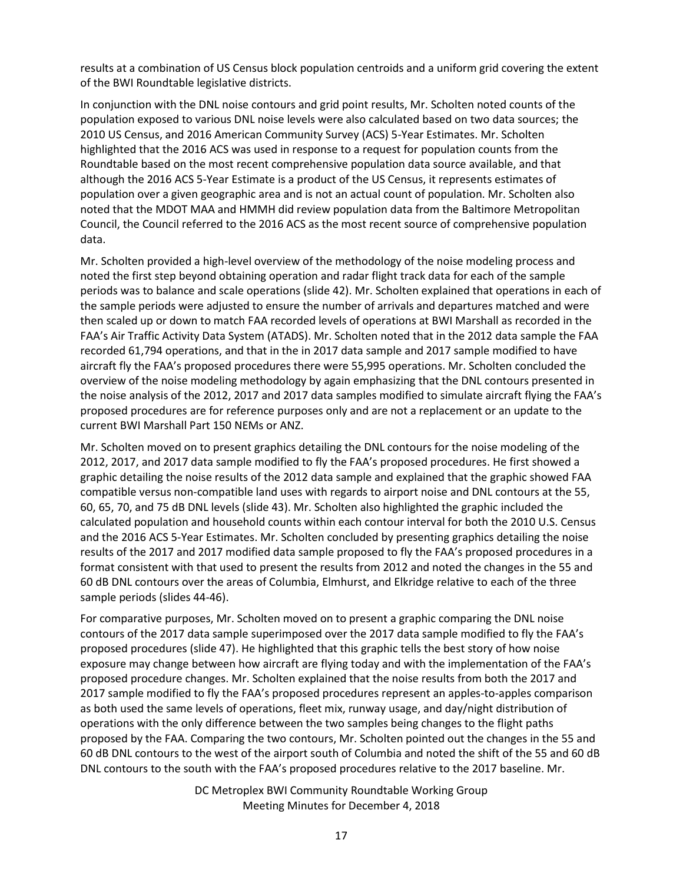results at a combination of US Census block population centroids and a uniform grid covering the extent of the BWI Roundtable legislative districts.

In conjunction with the DNL noise contours and grid point results, Mr. Scholten noted counts of the population exposed to various DNL noise levels were also calculated based on two data sources; the 2010 US Census, and 2016 American Community Survey (ACS) 5-Year Estimates. Mr. Scholten highlighted that the 2016 ACS was used in response to a request for population counts from the Roundtable based on the most recent comprehensive population data source available, and that although the 2016 ACS 5-Year Estimate is a product of the US Census, it represents estimates of population over a given geographic area and is not an actual count of population. Mr. Scholten also noted that the MDOT MAA and HMMH did review population data from the Baltimore Metropolitan Council, the Council referred to the 2016 ACS as the most recent source of comprehensive population data.

Mr. Scholten provided a high-level overview of the methodology of the noise modeling process and noted the first step beyond obtaining operation and radar flight track data for each of the sample periods was to balance and scale operations (slide 42). Mr. Scholten explained that operations in each of the sample periods were adjusted to ensure the number of arrivals and departures matched and were then scaled up or down to match FAA recorded levels of operations at BWI Marshall as recorded in the FAA's Air Traffic Activity Data System (ATADS). Mr. Scholten noted that in the 2012 data sample the FAA recorded 61,794 operations, and that in the in 2017 data sample and 2017 sample modified to have aircraft fly the FAA's proposed procedures there were 55,995 operations. Mr. Scholten concluded the overview of the noise modeling methodology by again emphasizing that the DNL contours presented in the noise analysis of the 2012, 2017 and 2017 data samples modified to simulate aircraft flying the FAA's proposed procedures are for reference purposes only and are not a replacement or an update to the current BWI Marshall Part 150 NEMs or ANZ.

Mr. Scholten moved on to present graphics detailing the DNL contours for the noise modeling of the 2012, 2017, and 2017 data sample modified to fly the FAA's proposed procedures. He first showed a graphic detailing the noise results of the 2012 data sample and explained that the graphic showed FAA compatible versus non-compatible land uses with regards to airport noise and DNL contours at the 55, 60, 65, 70, and 75 dB DNL levels (slide 43). Mr. Scholten also highlighted the graphic included the calculated population and household counts within each contour interval for both the 2010 U.S. Census and the 2016 ACS 5-Year Estimates. Mr. Scholten concluded by presenting graphics detailing the noise results of the 2017 and 2017 modified data sample proposed to fly the FAA's proposed procedures in a format consistent with that used to present the results from 2012 and noted the changes in the 55 and 60 dB DNL contours over the areas of Columbia, Elmhurst, and Elkridge relative to each of the three sample periods (slides 44-46).

For comparative purposes, Mr. Scholten moved on to present a graphic comparing the DNL noise contours of the 2017 data sample superimposed over the 2017 data sample modified to fly the FAA's proposed procedures (slide 47). He highlighted that this graphic tells the best story of how noise exposure may change between how aircraft are flying today and with the implementation of the FAA's proposed procedure changes. Mr. Scholten explained that the noise results from both the 2017 and 2017 sample modified to fly the FAA's proposed procedures represent an apples-to-apples comparison as both used the same levels of operations, fleet mix, runway usage, and day/night distribution of operations with the only difference between the two samples being changes to the flight paths proposed by the FAA. Comparing the two contours, Mr. Scholten pointed out the changes in the 55 and 60 dB DNL contours to the west of the airport south of Columbia and noted the shift of the 55 and 60 dB DNL contours to the south with the FAA's proposed procedures relative to the 2017 baseline. Mr.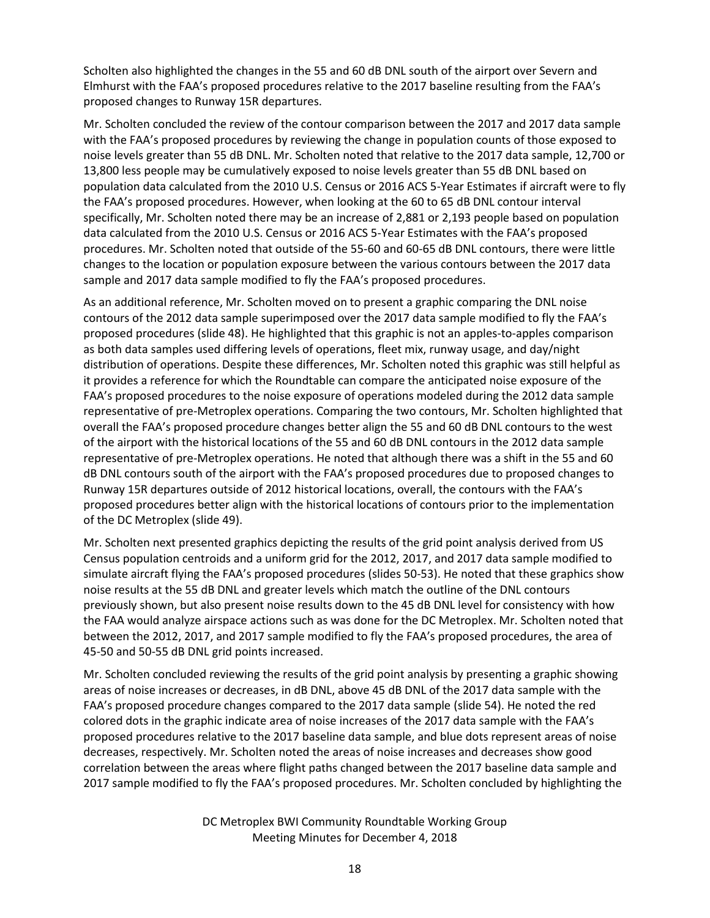Scholten also highlighted the changes in the 55 and 60 dB DNL south of the airport over Severn and Elmhurst with the FAA's proposed procedures relative to the 2017 baseline resulting from the FAA's proposed changes to Runway 15R departures.

Mr. Scholten concluded the review of the contour comparison between the 2017 and 2017 data sample with the FAA's proposed procedures by reviewing the change in population counts of those exposed to noise levels greater than 55 dB DNL. Mr. Scholten noted that relative to the 2017 data sample, 12,700 or 13,800 less people may be cumulatively exposed to noise levels greater than 55 dB DNL based on population data calculated from the 2010 U.S. Census or 2016 ACS 5-Year Estimates if aircraft were to fly the FAA's proposed procedures. However, when looking at the 60 to 65 dB DNL contour interval specifically, Mr. Scholten noted there may be an increase of 2,881 or 2,193 people based on population data calculated from the 2010 U.S. Census or 2016 ACS 5-Year Estimates with the FAA's proposed procedures. Mr. Scholten noted that outside of the 55-60 and 60-65 dB DNL contours, there were little changes to the location or population exposure between the various contours between the 2017 data sample and 2017 data sample modified to fly the FAA's proposed procedures.

As an additional reference, Mr. Scholten moved on to present a graphic comparing the DNL noise contours of the 2012 data sample superimposed over the 2017 data sample modified to fly the FAA's proposed procedures (slide 48). He highlighted that this graphic is not an apples-to-apples comparison as both data samples used differing levels of operations, fleet mix, runway usage, and day/night distribution of operations. Despite these differences, Mr. Scholten noted this graphic was still helpful as it provides a reference for which the Roundtable can compare the anticipated noise exposure of the FAA's proposed procedures to the noise exposure of operations modeled during the 2012 data sample representative of pre-Metroplex operations. Comparing the two contours, Mr. Scholten highlighted that overall the FAA's proposed procedure changes better align the 55 and 60 dB DNL contours to the west of the airport with the historical locations of the 55 and 60 dB DNL contours in the 2012 data sample representative of pre-Metroplex operations. He noted that although there was a shift in the 55 and 60 dB DNL contours south of the airport with the FAA's proposed procedures due to proposed changes to Runway 15R departures outside of 2012 historical locations, overall, the contours with the FAA's proposed procedures better align with the historical locations of contours prior to the implementation of the DC Metroplex (slide 49).

Mr. Scholten next presented graphics depicting the results of the grid point analysis derived from US Census population centroids and a uniform grid for the 2012, 2017, and 2017 data sample modified to simulate aircraft flying the FAA's proposed procedures (slides 50-53). He noted that these graphics show noise results at the 55 dB DNL and greater levels which match the outline of the DNL contours previously shown, but also present noise results down to the 45 dB DNL level for consistency with how the FAA would analyze airspace actions such as was done for the DC Metroplex. Mr. Scholten noted that between the 2012, 2017, and 2017 sample modified to fly the FAA's proposed procedures, the area of 45-50 and 50-55 dB DNL grid points increased.

Mr. Scholten concluded reviewing the results of the grid point analysis by presenting a graphic showing areas of noise increases or decreases, in dB DNL, above 45 dB DNL of the 2017 data sample with the FAA's proposed procedure changes compared to the 2017 data sample (slide 54). He noted the red colored dots in the graphic indicate area of noise increases of the 2017 data sample with the FAA's proposed procedures relative to the 2017 baseline data sample, and blue dots represent areas of noise decreases, respectively. Mr. Scholten noted the areas of noise increases and decreases show good correlation between the areas where flight paths changed between the 2017 baseline data sample and 2017 sample modified to fly the FAA's proposed procedures. Mr. Scholten concluded by highlighting the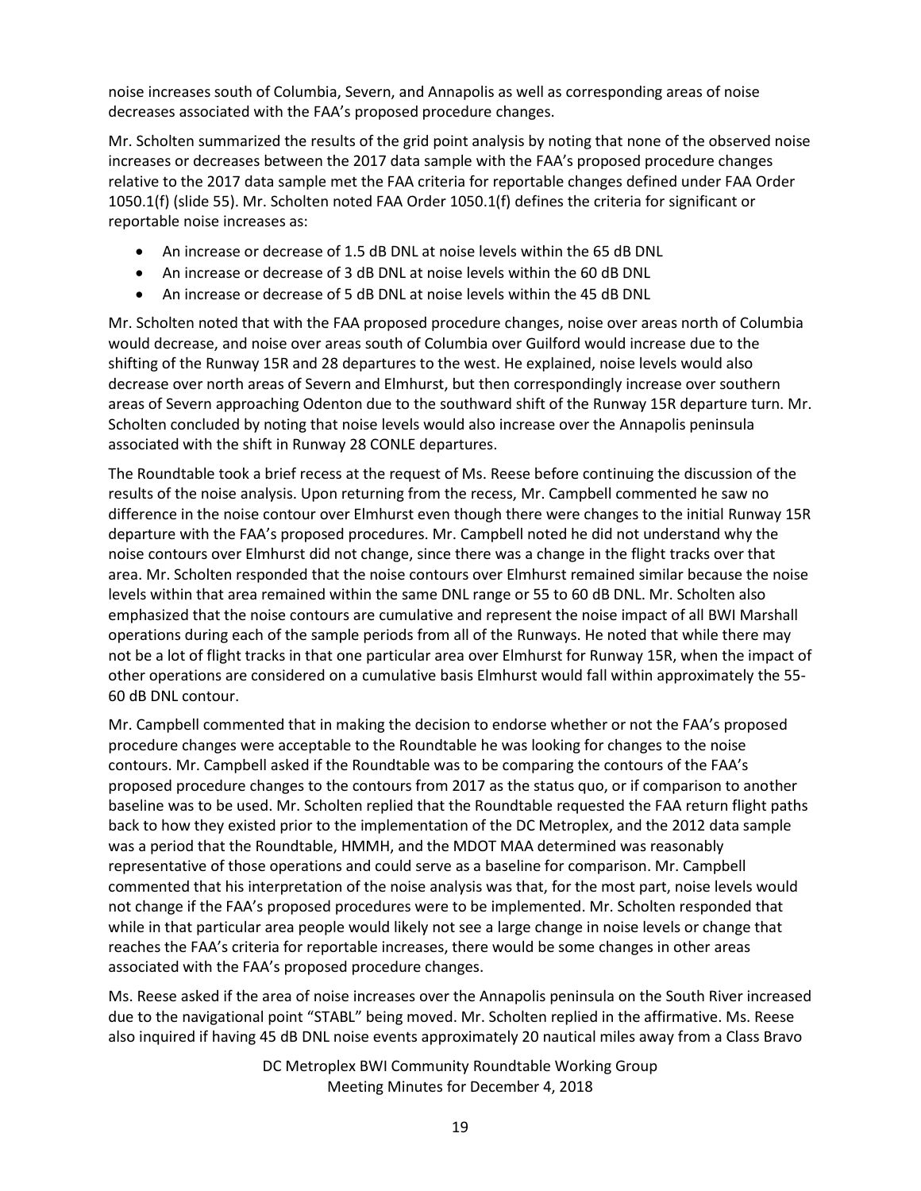noise increases south of Columbia, Severn, and Annapolis as well as corresponding areas of noise decreases associated with the FAA's proposed procedure changes.

Mr. Scholten summarized the results of the grid point analysis by noting that none of the observed noise increases or decreases between the 2017 data sample with the FAA's proposed procedure changes relative to the 2017 data sample met the FAA criteria for reportable changes defined under FAA Order 1050.1(f) (slide 55). Mr. Scholten noted FAA Order 1050.1(f) defines the criteria for significant or reportable noise increases as:

- An increase or decrease of 1.5 dB DNL at noise levels within the 65 dB DNL
- An increase or decrease of 3 dB DNL at noise levels within the 60 dB DNL
- An increase or decrease of 5 dB DNL at noise levels within the 45 dB DNL

Mr. Scholten noted that with the FAA proposed procedure changes, noise over areas north of Columbia would decrease, and noise over areas south of Columbia over Guilford would increase due to the shifting of the Runway 15R and 28 departures to the west. He explained, noise levels would also decrease over north areas of Severn and Elmhurst, but then correspondingly increase over southern areas of Severn approaching Odenton due to the southward shift of the Runway 15R departure turn. Mr. Scholten concluded by noting that noise levels would also increase over the Annapolis peninsula associated with the shift in Runway 28 CONLE departures.

The Roundtable took a brief recess at the request of Ms. Reese before continuing the discussion of the results of the noise analysis. Upon returning from the recess, Mr. Campbell commented he saw no difference in the noise contour over Elmhurst even though there were changes to the initial Runway 15R departure with the FAA's proposed procedures. Mr. Campbell noted he did not understand why the noise contours over Elmhurst did not change, since there was a change in the flight tracks over that area. Mr. Scholten responded that the noise contours over Elmhurst remained similar because the noise levels within that area remained within the same DNL range or 55 to 60 dB DNL. Mr. Scholten also emphasized that the noise contours are cumulative and represent the noise impact of all BWI Marshall operations during each of the sample periods from all of the Runways. He noted that while there may not be a lot of flight tracks in that one particular area over Elmhurst for Runway 15R, when the impact of other operations are considered on a cumulative basis Elmhurst would fall within approximately the 55-60 dB DNL contour.

Mr. Campbell commented that in making the decision to endorse whether or not the FAA's proposed procedure changes were acceptable to the Roundtable he was looking for changes to the noise contours. Mr. Campbell asked if the Roundtable was to be comparing the contours of the FAA's proposed procedure changes to the contours from 2017 as the status quo, or if comparison to another baseline was to be used. Mr. Scholten replied that the Roundtable requested the FAA return flight paths back to how they existed prior to the implementation of the DC Metroplex, and the 2012 data sample was a period that the Roundtable, HMMH, and the MDOT MAA determined was reasonably representative of those operations and could serve as a baseline for comparison. Mr. Campbell commented that his interpretation of the noise analysis was that, for the most part, noise levels would not change if the FAA's proposed procedures were to be implemented. Mr. Scholten responded that while in that particular area people would likely not see a large change in noise levels or change that reaches the FAA's criteria for reportable increases, there would be some changes in other areas associated with the FAA's proposed procedure changes.

Ms. Reese asked if the area of noise increases over the Annapolis peninsula on the South River increased due to the navigational point "STABL" being moved. Mr. Scholten replied in the affirmative. Ms. Reese also inquired if having 45 dB DNL noise events approximately 20 nautical miles away from a Class Bravo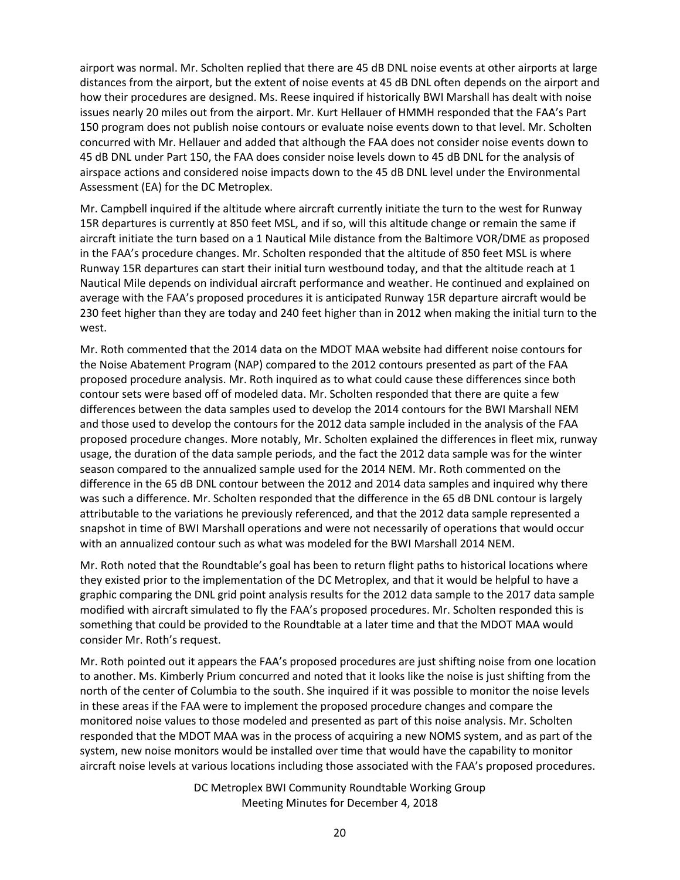airport was normal. Mr. Scholten replied that there are 45 dB DNL noise events at other airports at large distances from the airport, but the extent of noise events at 45 dB DNL often depends on the airport and how their procedures are designed. Ms. Reese inquired if historically BWI Marshall has dealt with noise issues nearly 20 miles out from the airport. Mr. Kurt Hellauer of HMMH responded that the FAA's Part 150 program does not publish noise contours or evaluate noise events down to that level. Mr. Scholten concurred with Mr. Hellauer and added that although the FAA does not consider noise events down to 45 dB DNL under Part 150, the FAA does consider noise levels down to 45 dB DNL for the analysis of airspace actions and considered noise impacts down to the 45 dB DNL level under the Environmental Assessment (EA) for the DC Metroplex.

Mr. Campbell inquired if the altitude where aircraft currently initiate the turn to the west for Runway 15R departures is currently at 850 feet MSL, and if so, will this altitude change or remain the same if aircraft initiate the turn based on a 1 Nautical Mile distance from the Baltimore VOR/DME as proposed in the FAA's procedure changes. Mr. Scholten responded that the altitude of 850 feet MSL is where Runway 15R departures can start their initial turn westbound today, and that the altitude reach at 1 Nautical Mile depends on individual aircraft performance and weather. He continued and explained on average with the FAA's proposed procedures it is anticipated Runway 15R departure aircraft would be 230 feet higher than they are today and 240 feet higher than in 2012 when making the initial turn to the west.

Mr. Roth commented that the 2014 data on the MDOT MAA website had different noise contours for the Noise Abatement Program (NAP) compared to the 2012 contours presented as part of the FAA proposed procedure analysis. Mr. Roth inquired as to what could cause these differences since both contour sets were based off of modeled data. Mr. Scholten responded that there are quite a few differences between the data samples used to develop the 2014 contours for the BWI Marshall NEM and those used to develop the contours for the 2012 data sample included in the analysis of the FAA proposed procedure changes. More notably, Mr. Scholten explained the differences in fleet mix, runway usage, the duration of the data sample periods, and the fact the 2012 data sample was for the winter season compared to the annualized sample used for the 2014 NEM. Mr. Roth commented on the difference in the 65 dB DNL contour between the 2012 and 2014 data samples and inquired why there was such a difference. Mr. Scholten responded that the difference in the 65 dB DNL contour is largely attributable to the variations he previously referenced, and that the 2012 data sample represented a snapshot in time of BWI Marshall operations and were not necessarily of operations that would occur with an annualized contour such as what was modeled for the BWI Marshall 2014 NEM.

Mr. Roth noted that the Roundtable's goal has been to return flight paths to historical locations where they existed prior to the implementation of the DC Metroplex, and that it would be helpful to have a graphic comparing the DNL grid point analysis results for the 2012 data sample to the 2017 data sample modified with aircraft simulated to fly the FAA's proposed procedures. Mr. Scholten responded this is something that could be provided to the Roundtable at a later time and that the MDOT MAA would consider Mr. Roth's request.

Mr. Roth pointed out it appears the FAA's proposed procedures are just shifting noise from one location to another. Ms. Kimberly Prium concurred and noted that it looks like the noise is just shifting from the north of the center of Columbia to the south. She inquired if it was possible to monitor the noise levels in these areas if the FAA were to implement the proposed procedure changes and compare the monitored noise values to those modeled and presented as part of this noise analysis. Mr. Scholten responded that the MDOT MAA was in the process of acquiring a new NOMS system, and as part of the system, new noise monitors would be installed over time that would have the capability to monitor aircraft noise levels at various locations including those associated with the FAA's proposed procedures.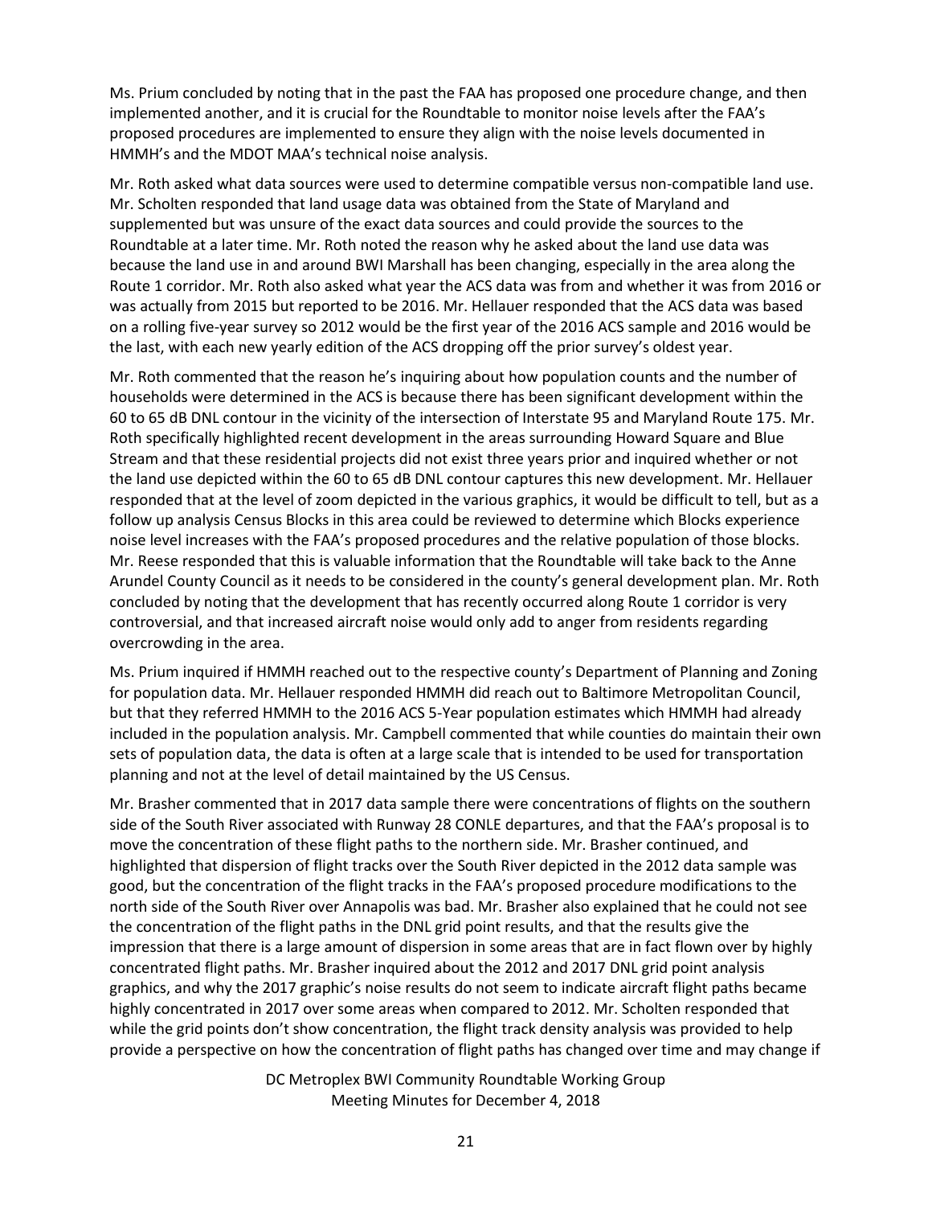Ms. Prium concluded by noting that in the past the FAA has proposed one procedure change, and then implemented another, and it is crucial for the Roundtable to monitor noise levels after the FAA's proposed procedures are implemented to ensure they align with the noise levels documented in HMMH's and the MDOT MAA's technical noise analysis.

Mr. Roth asked what data sources were used to determine compatible versus non-compatible land use. Mr. Scholten responded that land usage data was obtained from the State of Maryland and supplemented but was unsure of the exact data sources and could provide the sources to the Roundtable at a later time. Mr. Roth noted the reason why he asked about the land use data was because the land use in and around BWI Marshall has been changing, especially in the area along the Route 1 corridor. Mr. Roth also asked what year the ACS data was from and whether it was from 2016 or was actually from 2015 but reported to be 2016. Mr. Hellauer responded that the ACS data was based on a rolling five-year survey so 2012 would be the first year of the 2016 ACS sample and 2016 would be the last, with each new yearly edition of the ACS dropping off the prior survey's oldest year.

Mr. Roth commented that the reason he's inquiring about how population counts and the number of households were determined in the ACS is because there has been significant development within the 60 to 65 dB DNL contour in the vicinity of the intersection of Interstate 95 and Maryland Route 175. Mr. Roth specifically highlighted recent development in the areas surrounding Howard Square and Blue Stream and that these residential projects did not exist three years prior and inquired whether or not the land use depicted within the 60 to 65 dB DNL contour captures this new development. Mr. Hellauer responded that at the level of zoom depicted in the various graphics, it would be difficult to tell, but as a follow up analysis Census Blocks in this area could be reviewed to determine which Blocks experience noise level increases with the FAA's proposed procedures and the relative population of those blocks. Mr. Reese responded that this is valuable information that the Roundtable will take back to the Anne Arundel County Council as it needs to be considered in the county's general development plan. Mr. Roth concluded by noting that the development that has recently occurred along Route 1 corridor is very controversial, and that increased aircraft noise would only add to anger from residents regarding overcrowding in the area.

Ms. Prium inquired if HMMH reached out to the respective county's Department of Planning and Zoning for population data. Mr. Hellauer responded HMMH did reach out to Baltimore Metropolitan Council, but that they referred HMMH to the 2016 ACS 5-Year population estimates which HMMH had already included in the population analysis. Mr. Campbell commented that while counties do maintain their own sets of population data, the data is often at a large scale that is intended to be used for transportation planning and not at the level of detail maintained by the US Census.

Mr. Brasher commented that in 2017 data sample there were concentrations of flights on the southern side of the South River associated with Runway 28 CONLE departures, and that the FAA's proposal is to move the concentration of these flight paths to the northern side. Mr. Brasher continued, and highlighted that dispersion of flight tracks over the South River depicted in the 2012 data sample was good, but the concentration of the flight tracks in the FAA's proposed procedure modifications to the north side of the South River over Annapolis was bad. Mr. Brasher also explained that he could not see the concentration of the flight paths in the DNL grid point results, and that the results give the impression that there is a large amount of dispersion in some areas that are in fact flown over by highly concentrated flight paths. Mr. Brasher inquired about the 2012 and 2017 DNL grid point analysis graphics, and why the 2017 graphic's noise results do not seem to indicate aircraft flight paths became highly concentrated in 2017 over some areas when compared to 2012. Mr. Scholten responded that while the grid points don't show concentration, the flight track density analysis was provided to help provide a perspective on how the concentration of flight paths has changed over time and may change if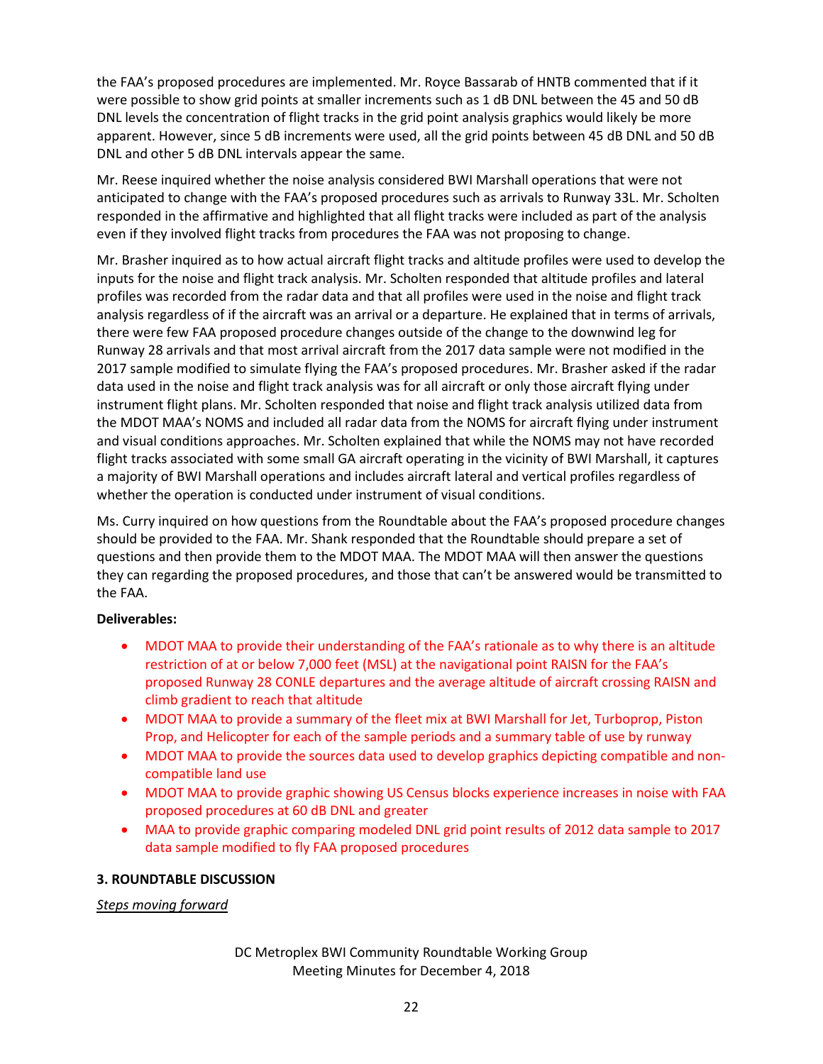the FAA's proposed procedures are implemented. Mr. Royce Bassarab of HNTB commented that if it were possible to show grid points at smaller increments such as 1 dB DNL between the 45 and 50 dB DNL levels the concentration of flight tracks in the grid point analysis graphics would likely be more apparent. However, since 5 dB increments were used, all the grid points between 45 dB DNL and 50 dB DNL and other 5 dB DNL intervals appear the same.

Mr. Reese inquired whether the noise analysis considered BWI Marshall operations that were not anticipated to change with the FAA's proposed procedures such as arrivals to Runway 33L. Mr. Scholten responded in the affirmative and highlighted that all flight tracks were included as part of the analysis even if they involved flight tracks from procedures the FAA was not proposing to change.

Mr. Brasher inquired as to how actual aircraft flight tracks and altitude profiles were used to develop the inputs for the noise and flight track analysis. Mr. Scholten responded that altitude profiles and lateral profiles was recorded from the radar data and that all profiles were used in the noise and flight track analysis regardless of if the aircraft was an arrival or a departure. He explained that in terms of arrivals, there were few FAA proposed procedure changes outside of the change to the downwind leg for Runway 28 arrivals and that most arrival aircraft from the 2017 data sample were not modified in the 2017 sample modified to simulate flying the FAA's proposed procedures. Mr. Brasher asked if the radar data used in the noise and flight track analysis was for all aircraft or only those aircraft flying under instrument flight plans. Mr. Scholten responded that noise and flight track analysis utilized data from the MDOT MAA's NOMS and included all radar data from the NOMS for aircraft flying under instrument and visual conditions approaches. Mr. Scholten explained that while the NOMS may not have recorded flight tracks associated with some small GA aircraft operating in the vicinity of BWI Marshall, it captures a majority of BWI Marshall operations and includes aircraft lateral and vertical profiles regardless of whether the operation is conducted under instrument of visual conditions.

Ms. Curry inquired on how questions from the Roundtable about the FAA's proposed procedure changes should be provided to the FAA. Mr. Shank responded that the Roundtable should prepare a set of questions and then provide them to the MDOT MAA. The MDOT MAA will then answer the questions they can regarding the proposed procedures, and those that can't be answered would be transmitted to the FAA.

**Deliverables:**

- MDOT MAA to provide their understanding of the FAA's rationale as to why there is an altitude restriction of at or below 7,000 feet (MSL) at the navigational point RAISN for the FAA's proposed Runway 28 CONLE departures and the average altitude of aircraft crossing RAISN and climb gradient to reach that altitude
- MDOT MAA to provide a summary of the fleet mix at BWI Marshall for Jet, Turboprop, Piston Prop, and Helicopter for each of the sample periods and a summary table of use by runway
- MDOT MAA to provide the sources data used to develop graphics depicting compatible and non-compatible land use
- MDOT MAA to provide graphic showing US Census blocks experience increases in noise with FAA proposed procedures at 60 dB DNL and greater
- MAA to provide graphic comparing modeled DNL grid point results of 2012 data sample to 2017 data sample modified to fly FAA proposed procedures

**3. ROUNDTABLE DISCUSSION**

*Steps moving forward*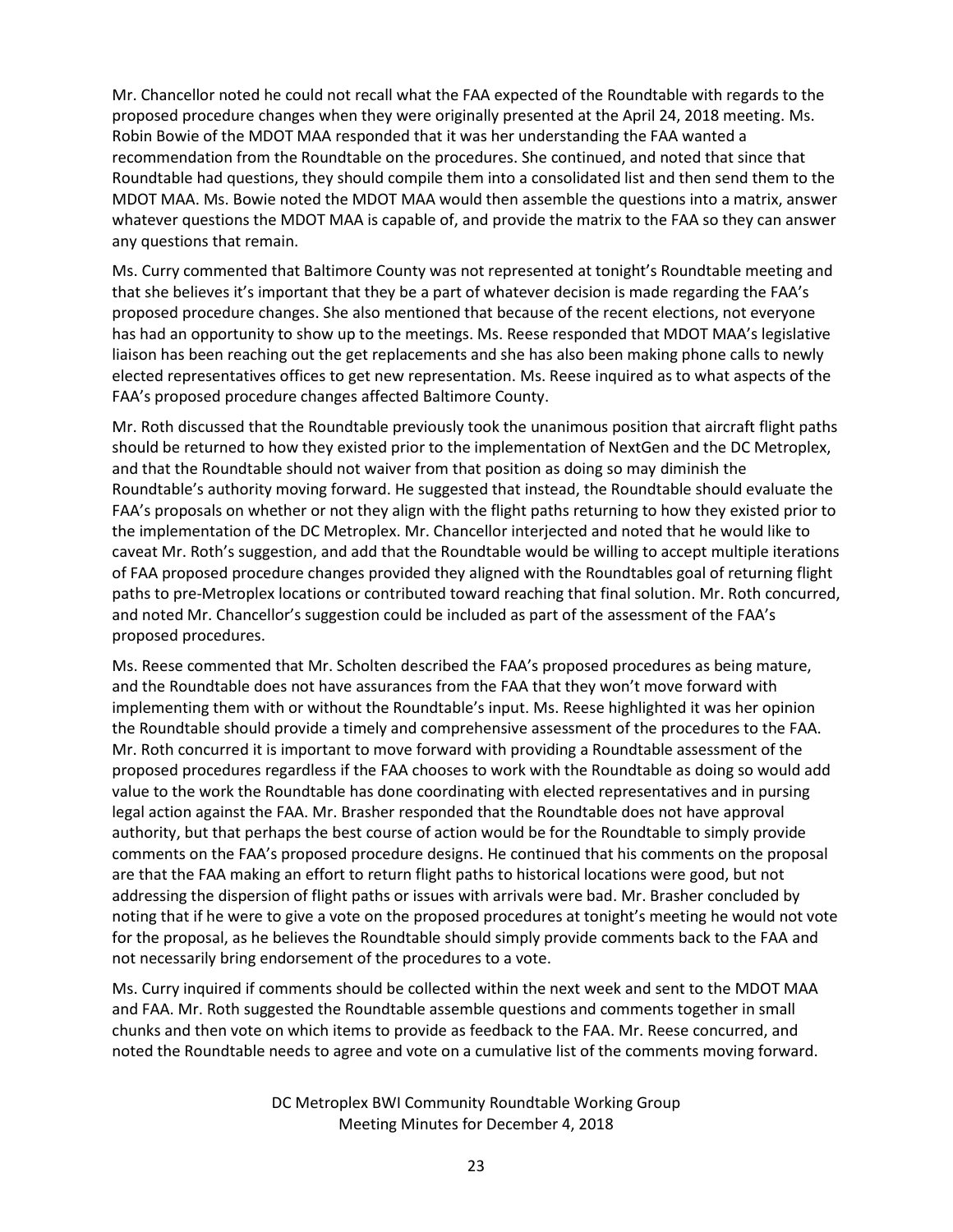Mr. Chancellor noted he could not recall what the FAA expected of the Roundtable with regards to the proposed procedure changes when they were originally presented at the April 24, 2018 meeting. Ms. Robin Bowie of the MDOT MAA responded that it was her understanding the FAA wanted a recommendation from the Roundtable on the procedures. She continued, and noted that since that Roundtable had questions, they should compile them into a consolidated list and then send them to the MDOT MAA. Ms. Bowie noted the MDOT MAA would then assemble the questions into a matrix, answer whatever questions the MDOT MAA is capable of, and provide the matrix to the FAA so they can answer any questions that remain.

Ms. Curry commented that Baltimore County was not represented at tonight's Roundtable meeting and that she believes it's important that they be a part of whatever decision is made regarding the FAA's proposed procedure changes. She also mentioned that because of the recent elections, not everyone has had an opportunity to show up to the meetings. Ms. Reese responded that MDOT MAA's legislative liaison has been reaching out the get replacements and she has also been making phone calls to newly elected representatives offices to get new representation. Ms. Reese inquired as to what aspects of the FAA's proposed procedure changes affected Baltimore County.

Mr. Roth discussed that the Roundtable previously took the unanimous position that aircraft flight paths should be returned to how they existed prior to the implementation of NextGen and the DC Metroplex, and that the Roundtable should not waiver from that position as doing so may diminish the Roundtable's authority moving forward. He suggested that instead, the Roundtable should evaluate the FAA's proposals on whether or not they align with the flight paths returning to how they existed prior to the implementation of the DC Metroplex. Mr. Chancellor interjected and noted that he would like to caveat Mr. Roth's suggestion, and add that the Roundtable would be willing to accept multiple iterations of FAA proposed procedure changes provided they aligned with the Roundtables goal of returning flight paths to pre-Metroplex locations or contributed toward reaching that final solution. Mr. Roth concurred, and noted Mr. Chancellor's suggestion could be included as part of the assessment of the FAA's proposed procedures.

Ms. Reese commented that Mr. Scholten described the FAA's proposed procedures as being mature, and the Roundtable does not have assurances from the FAA that they won't move forward with implementing them with or without the Roundtable's input. Ms. Reese highlighted it was her opinion the Roundtable should provide a timely and comprehensive assessment of the procedures to the FAA. Mr. Roth concurred it is important to move forward with providing a Roundtable assessment of the proposed procedures regardless if the FAA chooses to work with the Roundtable as doing so would add value to the work the Roundtable has done coordinating with elected representatives and in pursing legal action against the FAA. Mr. Brasher responded that the Roundtable does not have approval authority, but that perhaps the best course of action would be for the Roundtable to simply provide comments on the FAA's proposed procedure designs. He continued that his comments on the proposal are that the FAA making an effort to return flight paths to historical locations were good, but not addressing the dispersion of flight paths or issues with arrivals were bad. Mr. Brasher concluded by noting that if he were to give a vote on the proposed procedures at tonight's meeting he would not vote for the proposal, as he believes the Roundtable should simply provide comments back to the FAA and not necessarily bring endorsement of the procedures to a vote.

Ms. Curry inquired if comments should be collected within the next week and sent to the MDOT MAA and FAA. Mr. Roth suggested the Roundtable assemble questions and comments together in small chunks and then vote on which items to provide as feedback to the FAA. Mr. Reese concurred, and noted the Roundtable needs to agree and vote on a cumulative list of the comments moving forward.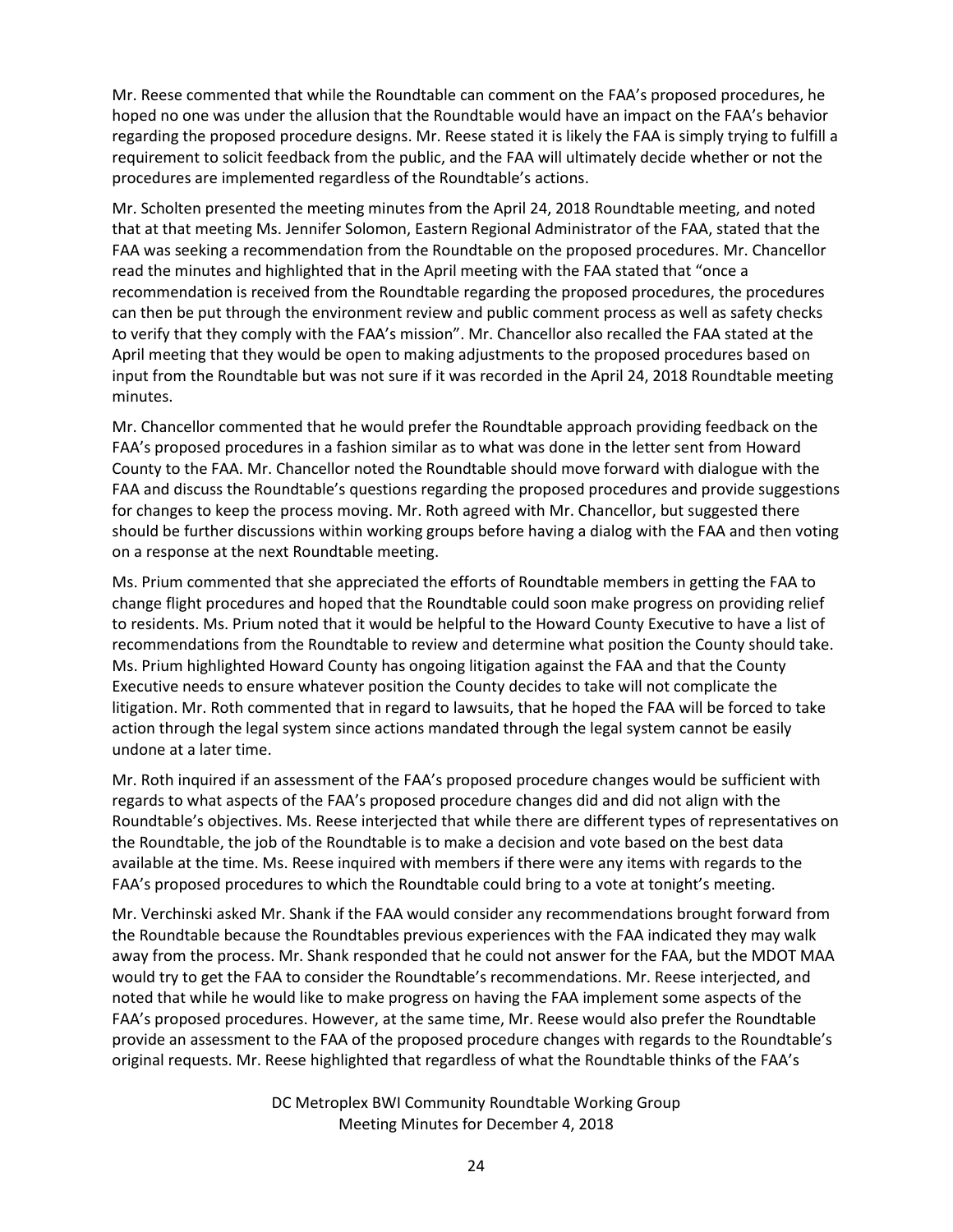Mr. Reese commented that while the Roundtable can comment on the FAA's proposed procedures, he hoped no one was under the allusion that the Roundtable would have an impact on the FAA's behavior regarding the proposed procedure designs. Mr. Reese stated it is likely the FAA is simply trying to fulfill a requirement to solicit feedback from the public, and the FAA will ultimately decide whether or not the procedures are implemented regardless of the Roundtable's actions.

Mr. Scholten presented the meeting minutes from the April 24, 2018 Roundtable meeting, and noted that at that meeting Ms. Jennifer Solomon, Eastern Regional Administrator of the FAA, stated that the FAA was seeking a recommendation from the Roundtable on the proposed procedures. Mr. Chancellor read the minutes and highlighted that in the April meeting with the FAA stated that "once a recommendation is received from the Roundtable regarding the proposed procedures, the procedures can then be put through the environment review and public comment process as well as safety checks to verify that they comply with the FAA's mission". Mr. Chancellor also recalled the FAA stated at the April meeting that they would be open to making adjustments to the proposed procedures based on input from the Roundtable but was not sure if it was recorded in the April 24, 2018 Roundtable meeting minutes.

Mr. Chancellor commented that he would prefer the Roundtable approach providing feedback on the FAA's proposed procedures in a fashion similar as to what was done in the letter sent from Howard County to the FAA. Mr. Chancellor noted the Roundtable should move forward with dialogue with the FAA and discuss the Roundtable's questions regarding the proposed procedures and provide suggestions for changes to keep the process moving. Mr. Roth agreed with Mr. Chancellor, but suggested there should be further discussions within working groups before having a dialog with the FAA and then voting on a response at the next Roundtable meeting.

Ms. Prium commented that she appreciated the efforts of Roundtable members in getting the FAA to change flight procedures and hoped that the Roundtable could soon make progress on providing relief to residents. Ms. Prium noted that it would be helpful to the Howard County Executive to have a list of recommendations from the Roundtable to review and determine what position the County should take. Ms. Prium highlighted Howard County has ongoing litigation against the FAA and that the County Executive needs to ensure whatever position the County decides to take will not complicate the litigation. Mr. Roth commented that in regard to lawsuits, that he hoped the FAA will be forced to take action through the legal system since actions mandated through the legal system cannot be easily undone at a later time.

Mr. Roth inquired if an assessment of the FAA's proposed procedure changes would be sufficient with regards to what aspects of the FAA's proposed procedure changes did and did not align with the Roundtable's objectives. Ms. Reese interjected that while there are different types of representatives on the Roundtable, the job of the Roundtable is to make a decision and vote based on the best data available at the time. Ms. Reese inquired with members if there were any items with regards to the FAA's proposed procedures to which the Roundtable could bring to a vote at tonight's meeting.

Mr. Verchinski asked Mr. Shank if the FAA would consider any recommendations brought forward from the Roundtable because the Roundtables previous experiences with the FAA indicated they may walk away from the process. Mr. Shank responded that he could not answer for the FAA, but the MDOT MAA would try to get the FAA to consider the Roundtable's recommendations. Mr. Reese interjected, and noted that while he would like to make progress on having the FAA implement some aspects of the FAA's proposed procedures. However, at the same time, Mr. Reese would also prefer the Roundtable provide an assessment to the FAA of the proposed procedure changes with regards to the Roundtable's original requests. Mr. Reese highlighted that regardless of what the Roundtable thinks of the FAA's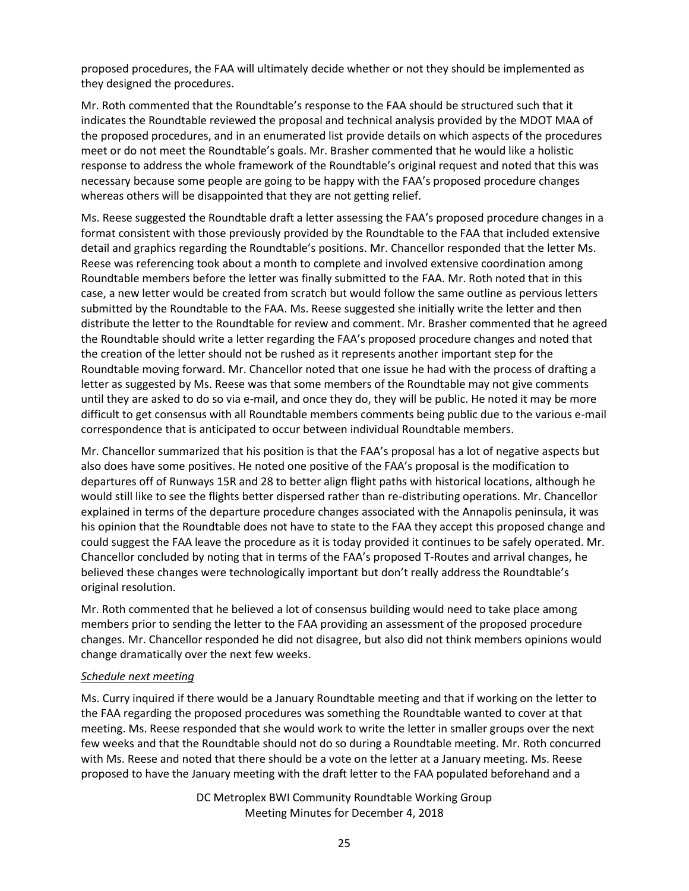proposed procedures, the FAA will ultimately decide whether or not they should be implemented as they designed the procedures.

Mr. Roth commented that the Roundtable's response to the FAA should be structured such that it indicates the Roundtable reviewed the proposal and technical analysis provided by the MDOT MAA of the proposed procedures, and in an enumerated list provide details on which aspects of the procedures meet or do not meet the Roundtable's goals. Mr. Brasher commented that he would like a holistic response to address the whole framework of the Roundtable's original request and noted that this was necessary because some people are going to be happy with the FAA's proposed procedure changes whereas others will be disappointed that they are not getting relief.

Ms. Reese suggested the Roundtable draft a letter assessing the FAA's proposed procedure changes in a format consistent with those previously provided by the Roundtable to the FAA that included extensive detail and graphics regarding the Roundtable's positions. Mr. Chancellor responded that the letter Ms. Reese was referencing took about a month to complete and involved extensive coordination among Roundtable members before the letter was finally submitted to the FAA. Mr. Roth noted that in this case, a new letter would be created from scratch but would follow the same outline as pervious letters submitted by the Roundtable to the FAA. Ms. Reese suggested she initially write the letter and then distribute the letter to the Roundtable for review and comment. Mr. Brasher commented that he agreed the Roundtable should write a letter regarding the FAA's proposed procedure changes and noted that the creation of the letter should not be rushed as it represents another important step for the Roundtable moving forward. Mr. Chancellor noted that one issue he had with the process of drafting a letter as suggested by Ms. Reese was that some members of the Roundtable may not give comments until they are asked to do so via e-mail, and once they do, they will be public. He noted it may be more difficult to get consensus with all Roundtable members comments being public due to the various e-mail correspondence that is anticipated to occur between individual Roundtable members.

Mr. Chancellor summarized that his position is that the FAA's proposal has a lot of negative aspects but also does have some positives. He noted one positive of the FAA's proposal is the modification to departures off of Runways 15R and 28 to better align flight paths with historical locations, although he would still like to see the flights better dispersed rather than re-distributing operations. Mr. Chancellor explained in terms of the departure procedure changes associated with the Annapolis peninsula, it was his opinion that the Roundtable does not have to state to the FAA they accept this proposed change and could suggest the FAA leave the procedure as it is today provided it continues to be safely operated. Mr. Chancellor concluded by noting that in terms of the FAA's proposed T-Routes and arrival changes, he believed these changes were technologically important but don't really address the Roundtable's original resolution.

Mr. Roth commented that he believed a lot of consensus building would need to take place among members prior to sending the letter to the FAA providing an assessment of the proposed procedure changes. Mr. Chancellor responded he did not disagree, but also did not think members opinions would change dramatically over the next few weeks.

*Schedule next meeting*

Ms. Curry inquired if there would be a January Roundtable meeting and that if working on the letter to the FAA regarding the proposed procedures was something the Roundtable wanted to cover at that meeting. Ms. Reese responded that she would work to write the letter in smaller groups over the next few weeks and that the Roundtable should not do so during a Roundtable meeting. Mr. Roth concurred with Ms. Reese and noted that there should be a vote on the letter at a January meeting. Ms. Reese proposed to have the January meeting with the draft letter to the FAA populated beforehand and a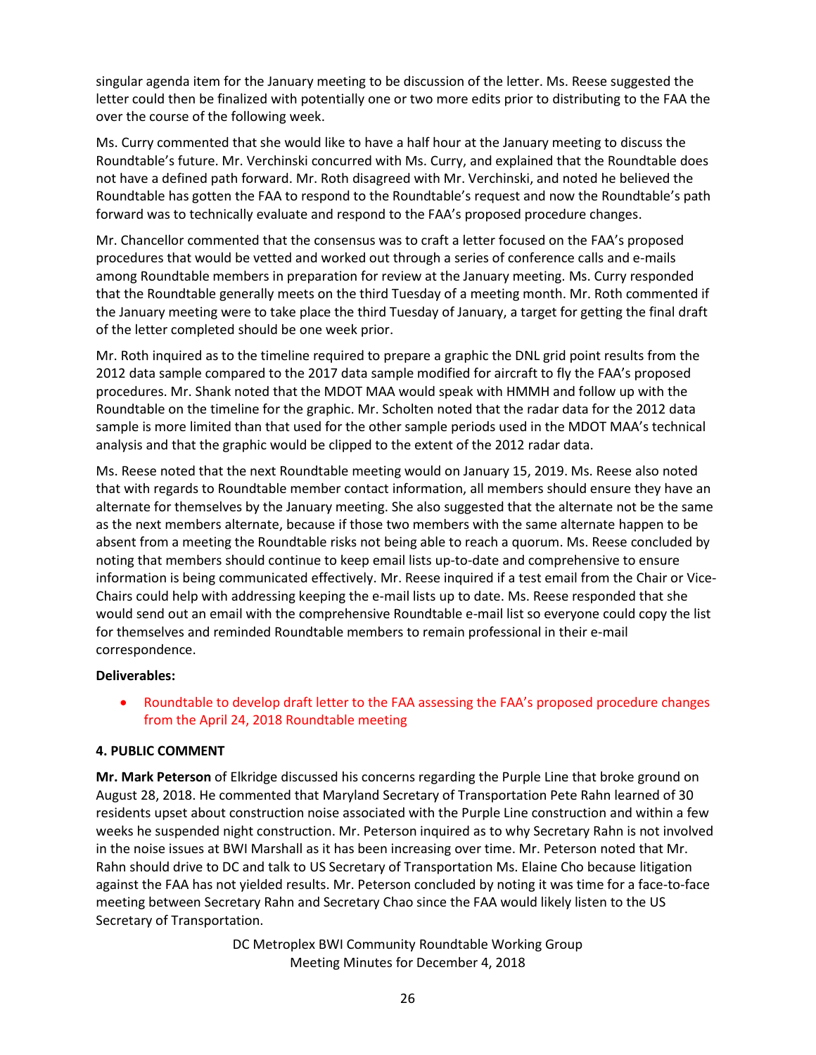singular agenda item for the January meeting to be discussion of the letter. Ms. Reese suggested the letter could then be finalized with potentially one or two more edits prior to distributing to the FAA the over the course of the following week.

Ms. Curry commented that she would like to have a half hour at the January meeting to discuss the Roundtable's future. Mr. Verchinski concurred with Ms. Curry, and explained that the Roundtable does not have a defined path forward. Mr. Roth disagreed with Mr. Verchinski, and noted he believed the Roundtable has gotten the FAA to respond to the Roundtable's request and now the Roundtable's path forward was to technically evaluate and respond to the FAA's proposed procedure changes.

Mr. Chancellor commented that the consensus was to craft a letter focused on the FAA's proposed procedures that would be vetted and worked out through a series of conference calls and e-mails among Roundtable members in preparation for review at the January meeting. Ms. Curry responded that the Roundtable generally meets on the third Tuesday of a meeting month. Mr. Roth commented if the January meeting were to take place the third Tuesday of January, a target for getting the final draft of the letter completed should be one week prior.

Mr. Roth inquired as to the timeline required to prepare a graphic the DNL grid point results from the 2012 data sample compared to the 2017 data sample modified for aircraft to fly the FAA's proposed procedures. Mr. Shank noted that the MDOT MAA would speak with HMMH and follow up with the Roundtable on the timeline for the graphic. Mr. Scholten noted that the radar data for the 2012 data sample is more limited than that used for the other sample periods used in the MDOT MAA's technical analysis and that the graphic would be clipped to the extent of the 2012 radar data.

Ms. Reese noted that the next Roundtable meeting would on January 15, 2019. Ms. Reese also noted that with regards to Roundtable member contact information, all members should ensure they have an alternate for themselves by the January meeting. She also suggested that the alternate not be the same as the next members alternate, because if those two members with the same alternate happen to be absent from a meeting the Roundtable risks not being able to reach a quorum. Ms. Reese concluded by noting that members should continue to keep email lists up-to-date and comprehensive to ensure information is being communicated effectively. Mr. Reese inquired if a test email from the Chair or Vice-Chairs could help with addressing keeping the e-mail lists up to date. Ms. Reese responded that she would send out an email with the comprehensive Roundtable e-mail list so everyone could copy the list for themselves and reminded Roundtable members to remain professional in their e-mail correspondence.

**Deliverables:**

- Roundtable to develop draft letter to the FAA assessing the FAA's proposed procedure changes from the April 24, 2018 Roundtable meeting

**4. PUBLIC COMMENT**

**Mr. Mark Peterson** of Elkridge discussed his concerns regarding the Purple Line that broke ground on August 28, 2018. He commented that Maryland Secretary of Transportation Pete Rahn learned of 30 residents upset about construction noise associated with the Purple Line construction and within a few weeks he suspended night construction. Mr. Peterson inquired as to why Secretary Rahn is not involved in the noise issues at BWI Marshall as it has been increasing over time. Mr. Peterson noted that Mr. Rahn should drive to DC and talk to US Secretary of Transportation Ms. Elaine Cho because litigation against the FAA has not yielded results. Mr. Peterson concluded by noting it was time for a face-to-face meeting between Secretary Rahn and Secretary Chao since the FAA would likely listen to the US Secretary of Transportation.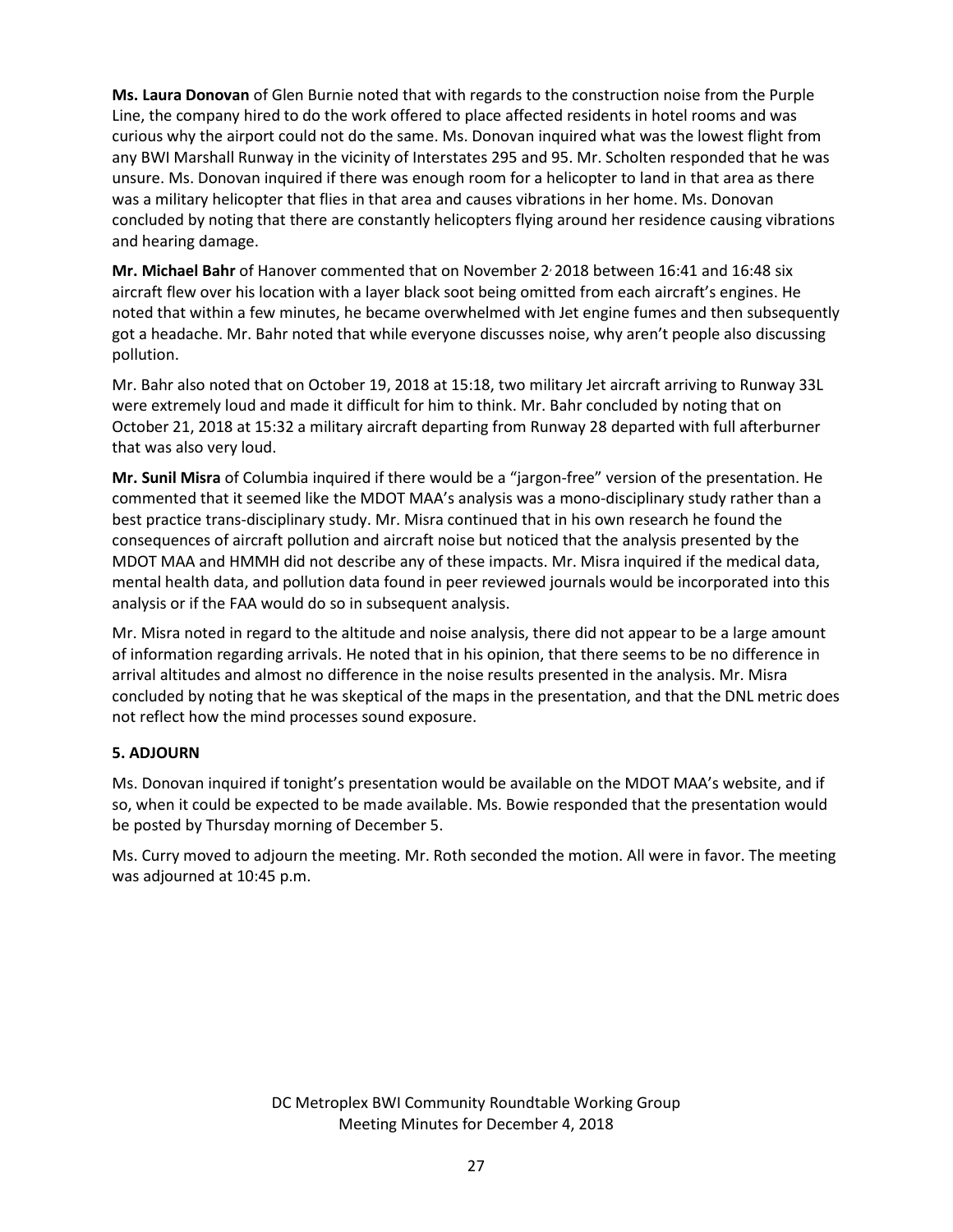**Ms. Laura Donovan** of Glen Burnie noted that with regards to the construction noise from the Purple Line, the company hired to do the work offered to place affected residents in hotel rooms and was curious why the airport could not do the same. Ms. Donovan inquired what was the lowest flight from any BWI Marshall Runway in the vicinity of Interstates 295 and 95. Mr. Scholten responded that he was unsure. Ms. Donovan inquired if there was enough room for a helicopter to land in that area as there was a military helicopter that flies in that area and causes vibrations in her home. Ms. Donovan concluded by noting that there are constantly helicopters flying around her residence causing vibrations and hearing damage.

**Mr. Michael Bahr** of Hanover commented that on November 2, 2018 between 16:41 and 16:48 six aircraft flew over his location with a layer black soot being omitted from each aircraft's engines. He noted that within a few minutes, he became overwhelmed with Jet engine fumes and then subsequently got a headache. Mr. Bahr noted that while everyone discusses noise, why aren't people also discussing pollution.

Mr. Bahr also noted that on October 19, 2018 at 15:18, two military Jet aircraft arriving to Runway 33L were extremely loud and made it difficult for him to think. Mr. Bahr concluded by noting that on October 21, 2018 at 15:32 a military aircraft departing from Runway 28 departed with full afterburner that was also very loud.

**Mr. Sunil Misra** of Columbia inquired if there would be a "jargon-free" version of the presentation. He commented that it seemed like the MDOT MAA's analysis was a mono-disciplinary study rather than a best practice trans-disciplinary study. Mr. Misra continued that in his own research he found the consequences of aircraft pollution and aircraft noise but noticed that the analysis presented by the MDOT MAA and HMMH did not describe any of these impacts. Mr. Misra inquired if the medical data, mental health data, and pollution data found in peer reviewed journals would be incorporated into this analysis or if the FAA would do so in subsequent analysis.

Mr. Misra noted in regard to the altitude and noise analysis, there did not appear to be a large amount of information regarding arrivals. He noted that in his opinion, that there seems to be no difference in arrival altitudes and almost no difference in the noise results presented in the analysis. Mr. Misra concluded by noting that he was skeptical of the maps in the presentation, and that the DNL metric does not reflect how the mind processes sound exposure.

### 5. ADJOURN

Ms. Donovan inquired if tonight's presentation would be available on the MDOT MAA's website, and if so, when it could be expected to be made available. Ms. Bowie responded that the presentation would be posted by Thursday morning of December 5.

Ms. Curry moved to adjourn the meeting. Mr. Roth seconded the motion. All were in favor. The meeting was adjourned at 10:45 p.m.